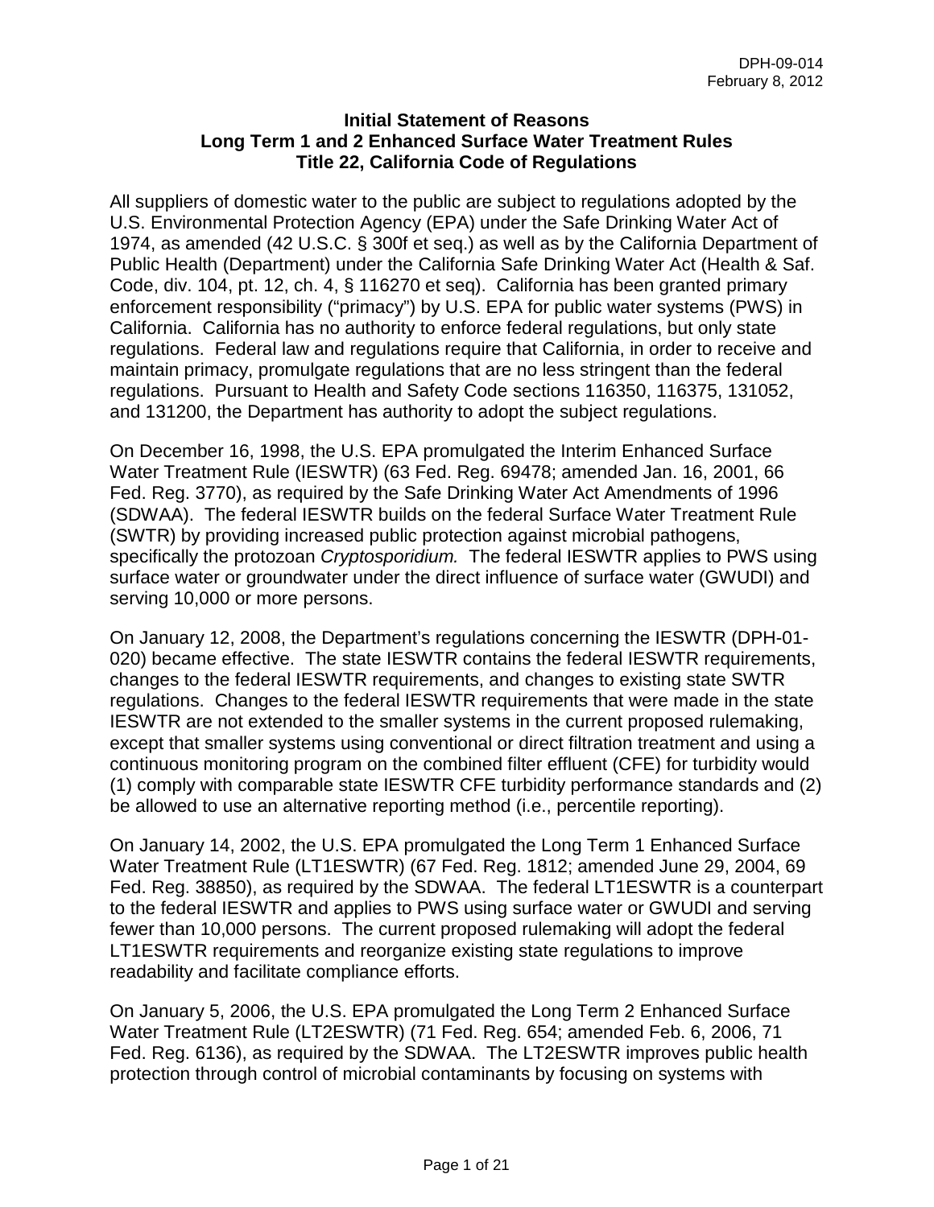DPH-09-014
February 8, 2012

**Initial Statement of Reasons**
**Long Term 1 and 2 Enhanced Surface Water Treatment Rules**
**Title 22, California Code of Regulations**

All suppliers of domestic water to the public are subject to regulations adopted by the U.S. Environmental Protection Agency (EPA) under the Safe Drinking Water Act of 1974, as amended (42 U.S.C. § 300f et seq.) as well as by the California Department of Public Health (Department) under the California Safe Drinking Water Act (Health & Saf. Code, div. 104, pt. 12, ch. 4, § 116270 et seq). California has been granted primary enforcement responsibility ("primacy") by U.S. EPA for public water systems (PWS) in California. California has no authority to enforce federal regulations, but only state regulations. Federal law and regulations require that California, in order to receive and maintain primacy, promulgate regulations that are no less stringent than the federal regulations. Pursuant to Health and Safety Code sections 116350, 116375, 131052, and 131200, the Department has authority to adopt the subject regulations.

On December 16, 1998, the U.S. EPA promulgated the Interim Enhanced Surface Water Treatment Rule (IESWTR) (63 Fed. Reg. 69478; amended Jan. 16, 2001, 66 Fed. Reg. 3770), as required by the Safe Drinking Water Act Amendments of 1996 (SDWAA). The federal IESWTR builds on the federal Surface Water Treatment Rule (SWTR) by providing increased public protection against microbial pathogens, specifically the protozoan *Cryptosporidium.* The federal IESWTR applies to PWS using surface water or groundwater under the direct influence of surface water (GWUDI) and serving 10,000 or more persons.

On January 12, 2008, the Department's regulations concerning the IESWTR (DPH-01-020) became effective. The state IESWTR contains the federal IESWTR requirements, changes to the federal IESWTR requirements, and changes to existing state SWTR regulations. Changes to the federal IESWTR requirements that were made in the state IESWTR are not extended to the smaller systems in the current proposed rulemaking, except that smaller systems using conventional or direct filtration treatment and using a continuous monitoring program on the combined filter effluent (CFE) for turbidity would (1) comply with comparable state IESWTR CFE turbidity performance standards and (2) be allowed to use an alternative reporting method (i.e., percentile reporting).

On January 14, 2002, the U.S. EPA promulgated the Long Term 1 Enhanced Surface Water Treatment Rule (LT1ESWTR) (67 Fed. Reg. 1812; amended June 29, 2004, 69 Fed. Reg. 38850), as required by the SDWAA. The federal LT1ESWTR is a counterpart to the federal IESWTR and applies to PWS using surface water or GWUDI and serving fewer than 10,000 persons. The current proposed rulemaking will adopt the federal LT1ESWTR requirements and reorganize existing state regulations to improve readability and facilitate compliance efforts.

On January 5, 2006, the U.S. EPA promulgated the Long Term 2 Enhanced Surface Water Treatment Rule (LT2ESWTR) (71 Fed. Reg. 654; amended Feb. 6, 2006, 71 Fed. Reg. 6136), as required by the SDWAA. The LT2ESWTR improves public health protection through control of microbial contaminants by focusing on systems with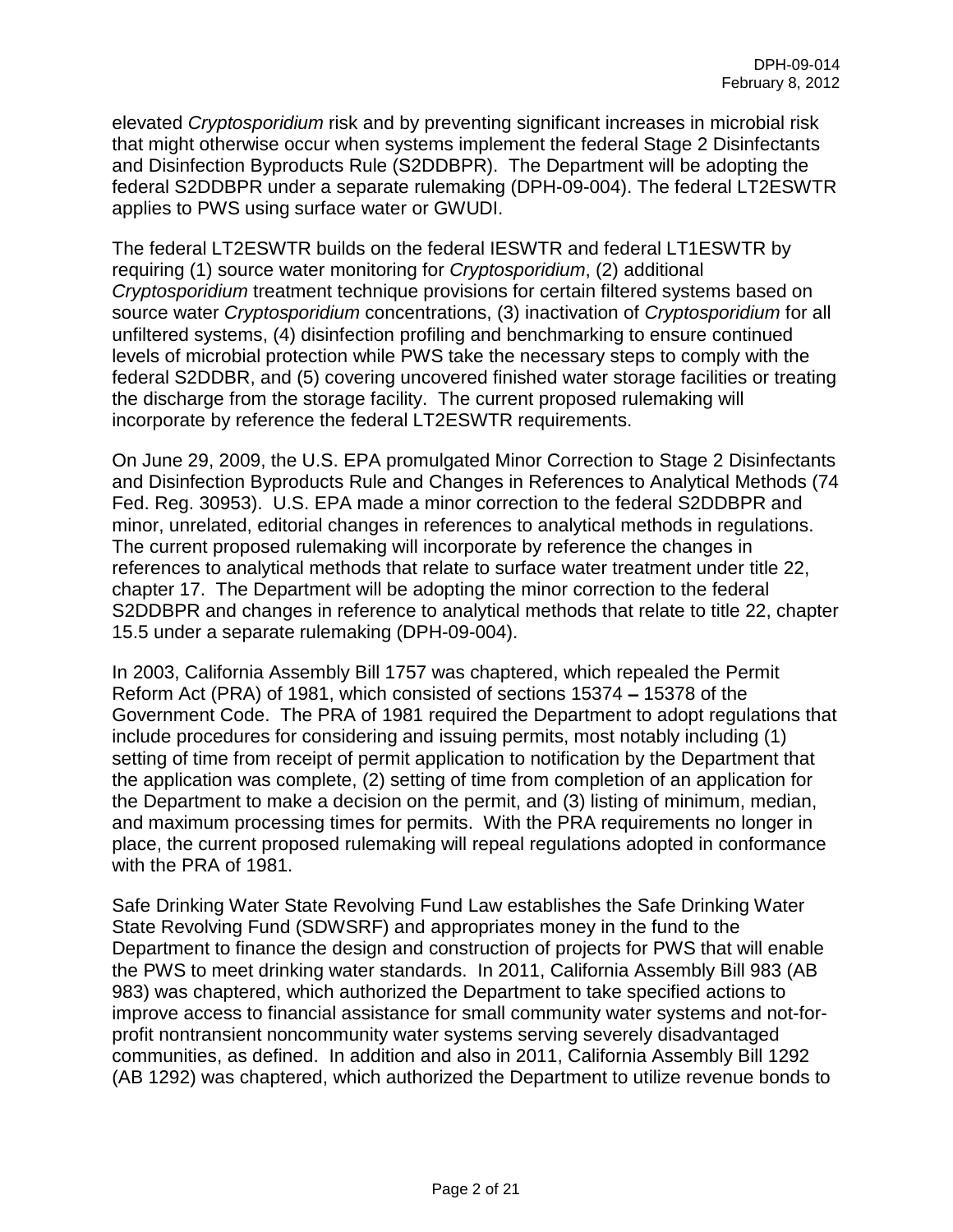elevated *Cryptosporidium* risk and by preventing significant increases in microbial risk that might otherwise occur when systems implement the federal Stage 2 Disinfectants and Disinfection Byproducts Rule (S2DDBPR). The Department will be adopting the federal S2DDBPR under a separate rulemaking (DPH-09-004). The federal LT2ESWTR applies to PWS using surface water or GWUDI.

The federal LT2ESWTR builds on the federal IESWTR and federal LT1ESWTR by requiring (1) source water monitoring for *Cryptosporidium*, (2) additional *Cryptosporidium* treatment technique provisions for certain filtered systems based on source water *Cryptosporidium* concentrations, (3) inactivation of *Cryptosporidium* for all unfiltered systems, (4) disinfection profiling and benchmarking to ensure continued levels of microbial protection while PWS take the necessary steps to comply with the federal S2DDBR, and (5) covering uncovered finished water storage facilities or treating the discharge from the storage facility. The current proposed rulemaking will incorporate by reference the federal LT2ESWTR requirements.

On June 29, 2009, the U.S. EPA promulgated Minor Correction to Stage 2 Disinfectants and Disinfection Byproducts Rule and Changes in References to Analytical Methods (74 Fed. Reg. 30953). U.S. EPA made a minor correction to the federal S2DDBPR and minor, unrelated, editorial changes in references to analytical methods in regulations. The current proposed rulemaking will incorporate by reference the changes in references to analytical methods that relate to surface water treatment under title 22, chapter 17. The Department will be adopting the minor correction to the federal S2DDBPR and changes in reference to analytical methods that relate to title 22, chapter 15.5 under a separate rulemaking (DPH-09-004).

In 2003, California Assembly Bill 1757 was chaptered, which repealed the Permit Reform Act (PRA) of 1981, which consisted of sections 15374 – 15378 of the Government Code. The PRA of 1981 required the Department to adopt regulations that include procedures for considering and issuing permits, most notably including (1) setting of time from receipt of permit application to notification by the Department that the application was complete, (2) setting of time from completion of an application for the Department to make a decision on the permit, and (3) listing of minimum, median, and maximum processing times for permits. With the PRA requirements no longer in place, the current proposed rulemaking will repeal regulations adopted in conformance with the PRA of 1981.

Safe Drinking Water State Revolving Fund Law establishes the Safe Drinking Water State Revolving Fund (SDWSRF) and appropriates money in the fund to the Department to finance the design and construction of projects for PWS that will enable the PWS to meet drinking water standards. In 2011, California Assembly Bill 983 (AB 983) was chaptered, which authorized the Department to take specified actions to improve access to financial assistance for small community water systems and not-for-profit nontransient noncommunity water systems serving severely disadvantaged communities, as defined. In addition and also in 2011, California Assembly Bill 1292 (AB 1292) was chaptered, which authorized the Department to utilize revenue bonds to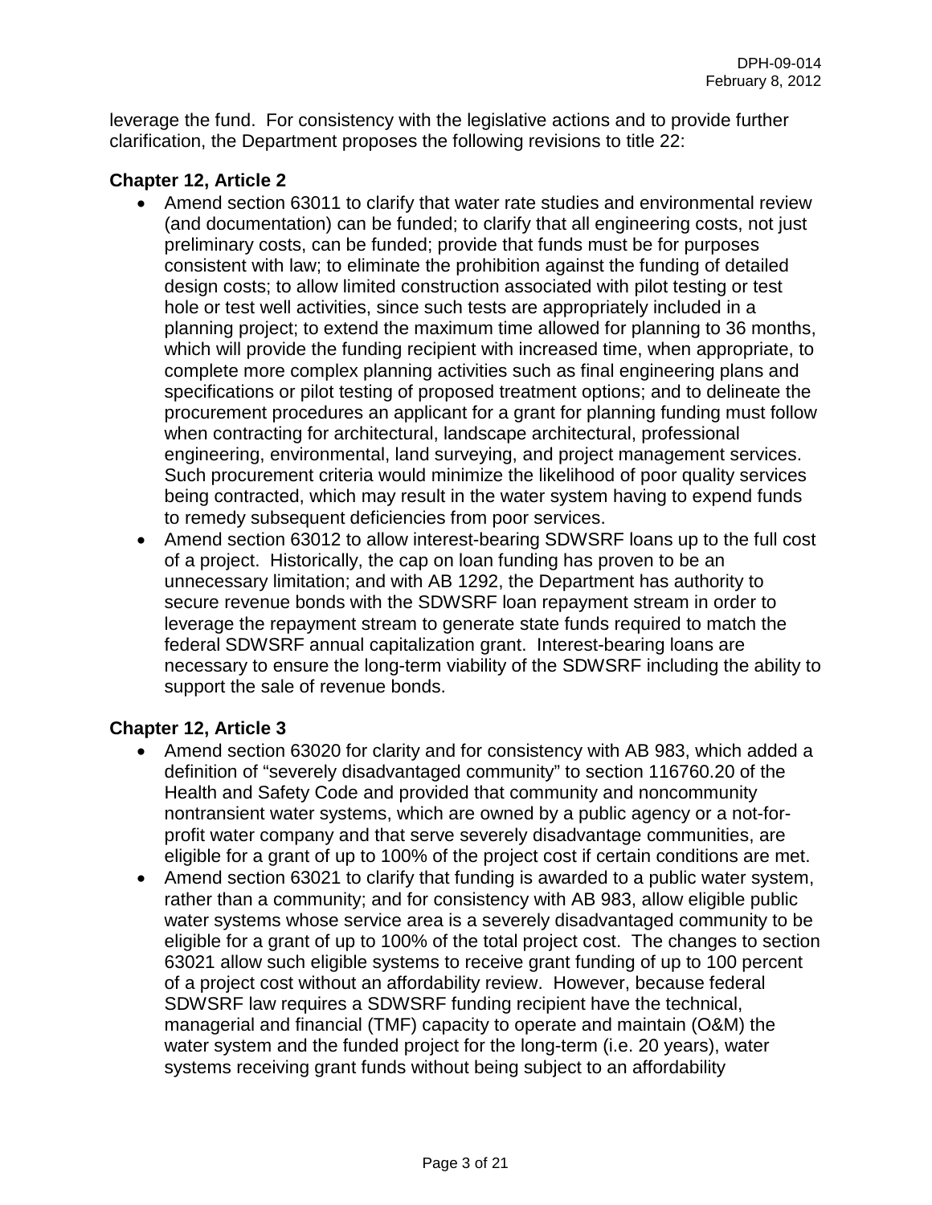leverage the fund. For consistency with the legislative actions and to provide further clarification, the Department proposes the following revisions to title 22:

**Chapter 12, Article 2**

- Amend section 63011 to clarify that water rate studies and environmental review (and documentation) can be funded; to clarify that all engineering costs, not just preliminary costs, can be funded; provide that funds must be for purposes consistent with law; to eliminate the prohibition against the funding of detailed design costs; to allow limited construction associated with pilot testing or test hole or test well activities, since such tests are appropriately included in a planning project; to extend the maximum time allowed for planning to 36 months, which will provide the funding recipient with increased time, when appropriate, to complete more complex planning activities such as final engineering plans and specifications or pilot testing of proposed treatment options; and to delineate the procurement procedures an applicant for a grant for planning funding must follow when contracting for architectural, landscape architectural, professional engineering, environmental, land surveying, and project management services. Such procurement criteria would minimize the likelihood of poor quality services being contracted, which may result in the water system having to expend funds to remedy subsequent deficiencies from poor services.
- Amend section 63012 to allow interest-bearing SDWSRF loans up to the full cost of a project. Historically, the cap on loan funding has proven to be an unnecessary limitation; and with AB 1292, the Department has authority to secure revenue bonds with the SDWSRF loan repayment stream in order to leverage the repayment stream to generate state funds required to match the federal SDWSRF annual capitalization grant. Interest-bearing loans are necessary to ensure the long-term viability of the SDWSRF including the ability to support the sale of revenue bonds.

**Chapter 12, Article 3**

- Amend section 63020 for clarity and for consistency with AB 983, which added a definition of "severely disadvantaged community" to section 116760.20 of the Health and Safety Code and provided that community and noncommunity nontransient water systems, which are owned by a public agency or a not-for-profit water company and that serve severely disadvantage communities, are eligible for a grant of up to 100% of the project cost if certain conditions are met.
- Amend section 63021 to clarify that funding is awarded to a public water system, rather than a community; and for consistency with AB 983, allow eligible public water systems whose service area is a severely disadvantaged community to be eligible for a grant of up to 100% of the total project cost. The changes to section 63021 allow such eligible systems to receive grant funding of up to 100 percent of a project cost without an affordability review. However, because federal SDWSRF law requires a SDWSRF funding recipient have the technical, managerial and financial (TMF) capacity to operate and maintain (O&M) the water system and the funded project for the long-term (i.e. 20 years), water systems receiving grant funds without being subject to an affordability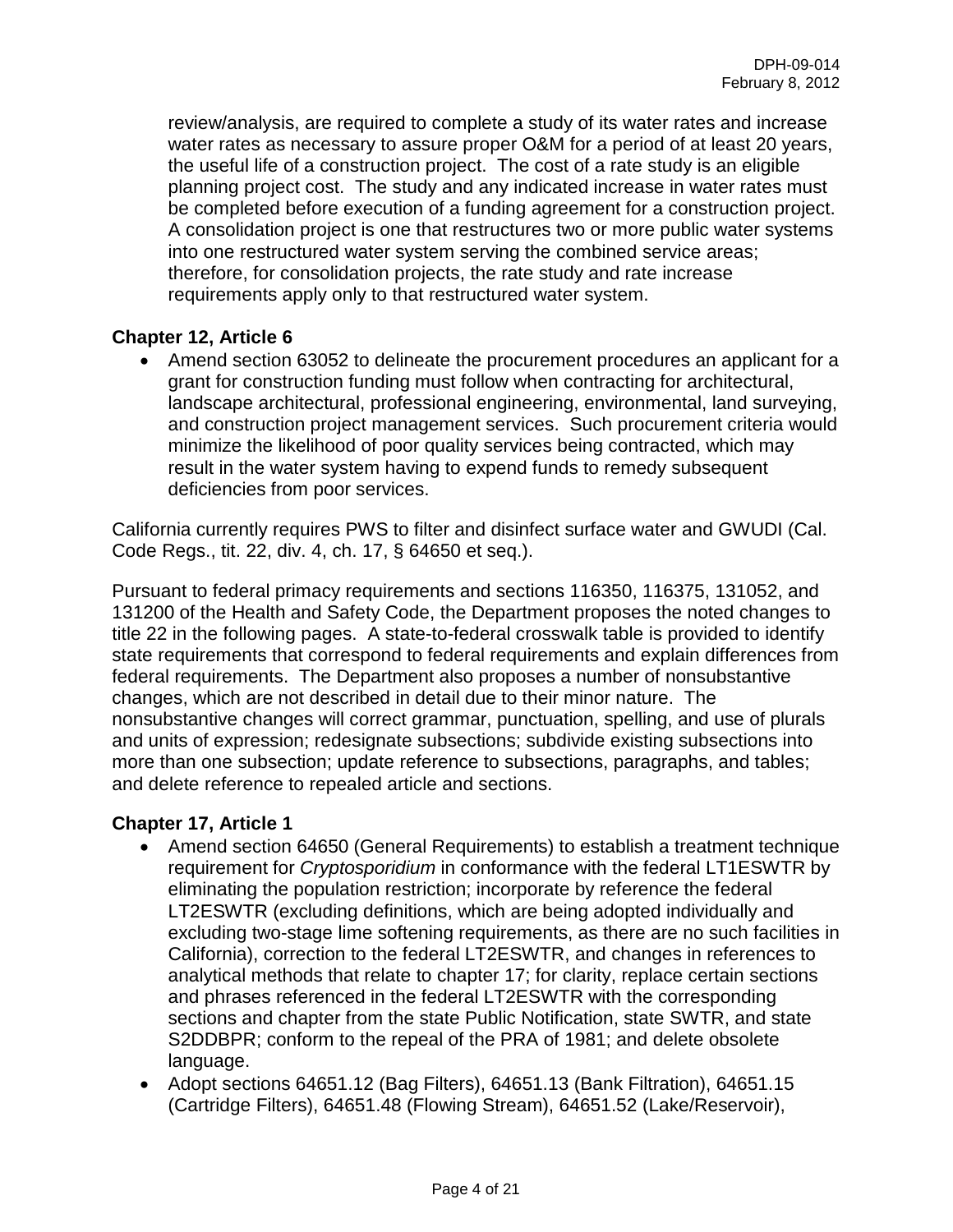review/analysis, are required to complete a study of its water rates and increase water rates as necessary to assure proper O&M for a period of at least 20 years, the useful life of a construction project. The cost of a rate study is an eligible planning project cost. The study and any indicated increase in water rates must be completed before execution of a funding agreement for a construction project. A consolidation project is one that restructures two or more public water systems into one restructured water system serving the combined service areas; therefore, for consolidation projects, the rate study and rate increase requirements apply only to that restructured water system.

**Chapter 12, Article 6**

- Amend section 63052 to delineate the procurement procedures an applicant for a grant for construction funding must follow when contracting for architectural, landscape architectural, professional engineering, environmental, land surveying, and construction project management services. Such procurement criteria would minimize the likelihood of poor quality services being contracted, which may result in the water system having to expend funds to remedy subsequent deficiencies from poor services.

California currently requires PWS to filter and disinfect surface water and GWUDI (Cal. Code Regs., tit. 22, div. 4, ch. 17, § 64650 et seq.).

Pursuant to federal primacy requirements and sections 116350, 116375, 131052, and 131200 of the Health and Safety Code, the Department proposes the noted changes to title 22 in the following pages. A state-to-federal crosswalk table is provided to identify state requirements that correspond to federal requirements and explain differences from federal requirements. The Department also proposes a number of nonsubstantive changes, which are not described in detail due to their minor nature. The nonsubstantive changes will correct grammar, punctuation, spelling, and use of plurals and units of expression; redesignate subsections; subdivide existing subsections into more than one subsection; update reference to subsections, paragraphs, and tables; and delete reference to repealed article and sections.

**Chapter 17, Article 1**

- Amend section 64650 (General Requirements) to establish a treatment technique requirement for *Cryptosporidium* in conformance with the federal LT1ESWTR by eliminating the population restriction; incorporate by reference the federal LT2ESWTR (excluding definitions, which are being adopted individually and excluding two-stage lime softening requirements, as there are no such facilities in California), correction to the federal LT2ESWTR, and changes in references to analytical methods that relate to chapter 17; for clarity, replace certain sections and phrases referenced in the federal LT2ESWTR with the corresponding sections and chapter from the state Public Notification, state SWTR, and state S2DDBPR; conform to the repeal of the PRA of 1981; and delete obsolete language.
- Adopt sections 64651.12 (Bag Filters), 64651.13 (Bank Filtration), 64651.15 (Cartridge Filters), 64651.48 (Flowing Stream), 64651.52 (Lake/Reservoir),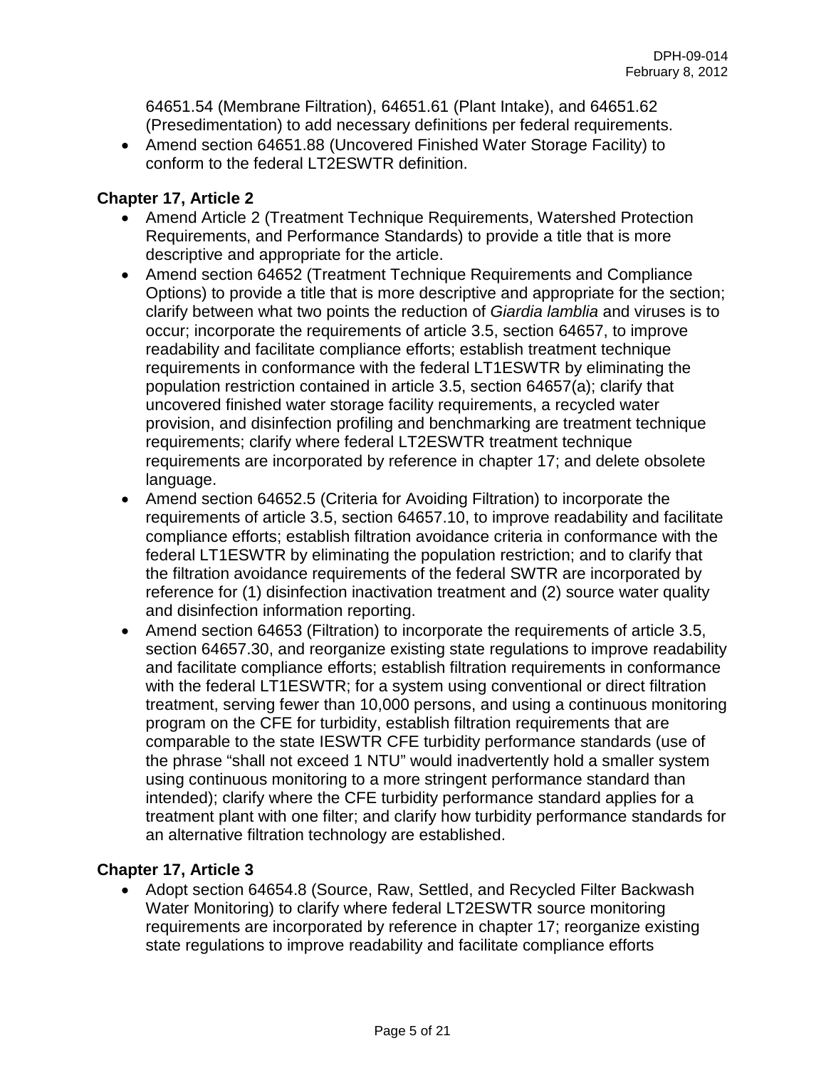64651.54 (Membrane Filtration), 64651.61 (Plant Intake), and 64651.62 (Presedimentation) to add necessary definitions per federal requirements.

- Amend section 64651.88 (Uncovered Finished Water Storage Facility) to conform to the federal LT2ESWTR definition.

**Chapter 17, Article 2**

- Amend Article 2 (Treatment Technique Requirements, Watershed Protection Requirements, and Performance Standards) to provide a title that is more descriptive and appropriate for the article.
- Amend section 64652 (Treatment Technique Requirements and Compliance Options) to provide a title that is more descriptive and appropriate for the section; clarify between what two points the reduction of *Giardia lamblia* and viruses is to occur; incorporate the requirements of article 3.5, section 64657, to improve readability and facilitate compliance efforts; establish treatment technique requirements in conformance with the federal LT1ESWTR by eliminating the population restriction contained in article 3.5, section 64657(a); clarify that uncovered finished water storage facility requirements, a recycled water provision, and disinfection profiling and benchmarking are treatment technique requirements; clarify where federal LT2ESWTR treatment technique requirements are incorporated by reference in chapter 17; and delete obsolete language.
- Amend section 64652.5 (Criteria for Avoiding Filtration) to incorporate the requirements of article 3.5, section 64657.10, to improve readability and facilitate compliance efforts; establish filtration avoidance criteria in conformance with the federal LT1ESWTR by eliminating the population restriction; and to clarify that the filtration avoidance requirements of the federal SWTR are incorporated by reference for (1) disinfection inactivation treatment and (2) source water quality and disinfection information reporting.
- Amend section 64653 (Filtration) to incorporate the requirements of article 3.5, section 64657.30, and reorganize existing state regulations to improve readability and facilitate compliance efforts; establish filtration requirements in conformance with the federal LT1ESWTR; for a system using conventional or direct filtration treatment, serving fewer than 10,000 persons, and using a continuous monitoring program on the CFE for turbidity, establish filtration requirements that are comparable to the state IESWTR CFE turbidity performance standards (use of the phrase "shall not exceed 1 NTU" would inadvertently hold a smaller system using continuous monitoring to a more stringent performance standard than intended); clarify where the CFE turbidity performance standard applies for a treatment plant with one filter; and clarify how turbidity performance standards for an alternative filtration technology are established.

**Chapter 17, Article 3**

- Adopt section 64654.8 (Source, Raw, Settled, and Recycled Filter Backwash Water Monitoring) to clarify where federal LT2ESWTR source monitoring requirements are incorporated by reference in chapter 17; reorganize existing state regulations to improve readability and facilitate compliance efforts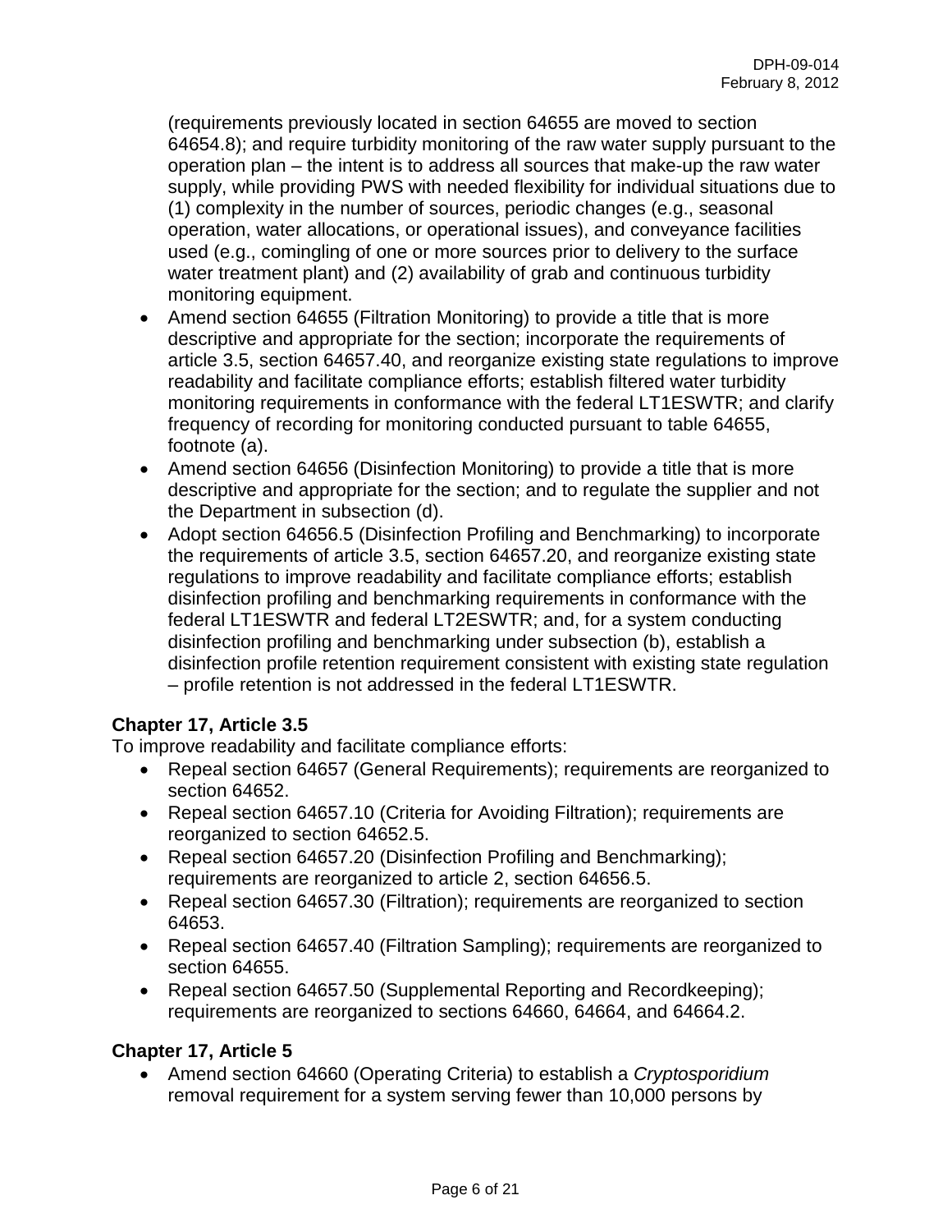(requirements previously located in section 64655 are moved to section 64654.8); and require turbidity monitoring of the raw water supply pursuant to the operation plan – the intent is to address all sources that make-up the raw water supply, while providing PWS with needed flexibility for individual situations due to (1) complexity in the number of sources, periodic changes (e.g., seasonal operation, water allocations, or operational issues), and conveyance facilities used (e.g., comingling of one or more sources prior to delivery to the surface water treatment plant) and (2) availability of grab and continuous turbidity monitoring equipment.

- Amend section 64655 (Filtration Monitoring) to provide a title that is more descriptive and appropriate for the section; incorporate the requirements of article 3.5, section 64657.40, and reorganize existing state regulations to improve readability and facilitate compliance efforts; establish filtered water turbidity monitoring requirements in conformance with the federal LT1ESWTR; and clarify frequency of recording for monitoring conducted pursuant to table 64655, footnote (a).
- Amend section 64656 (Disinfection Monitoring) to provide a title that is more descriptive and appropriate for the section; and to regulate the supplier and not the Department in subsection (d).
- Adopt section 64656.5 (Disinfection Profiling and Benchmarking) to incorporate the requirements of article 3.5, section 64657.20, and reorganize existing state regulations to improve readability and facilitate compliance efforts; establish disinfection profiling and benchmarking requirements in conformance with the federal LT1ESWTR and federal LT2ESWTR; and, for a system conducting disinfection profiling and benchmarking under subsection (b), establish a disinfection profile retention requirement consistent with existing state regulation – profile retention is not addressed in the federal LT1ESWTR.

**Chapter 17, Article 3.5**

To improve readability and facilitate compliance efforts:

- Repeal section 64657 (General Requirements); requirements are reorganized to section 64652.
- Repeal section 64657.10 (Criteria for Avoiding Filtration); requirements are reorganized to section 64652.5.
- Repeal section 64657.20 (Disinfection Profiling and Benchmarking); requirements are reorganized to article 2, section 64656.5.
- Repeal section 64657.30 (Filtration); requirements are reorganized to section 64653.
- Repeal section 64657.40 (Filtration Sampling); requirements are reorganized to section 64655.
- Repeal section 64657.50 (Supplemental Reporting and Recordkeeping); requirements are reorganized to sections 64660, 64664, and 64664.2.

**Chapter 17, Article 5**

- Amend section 64660 (Operating Criteria) to establish a *Cryptosporidium* removal requirement for a system serving fewer than 10,000 persons by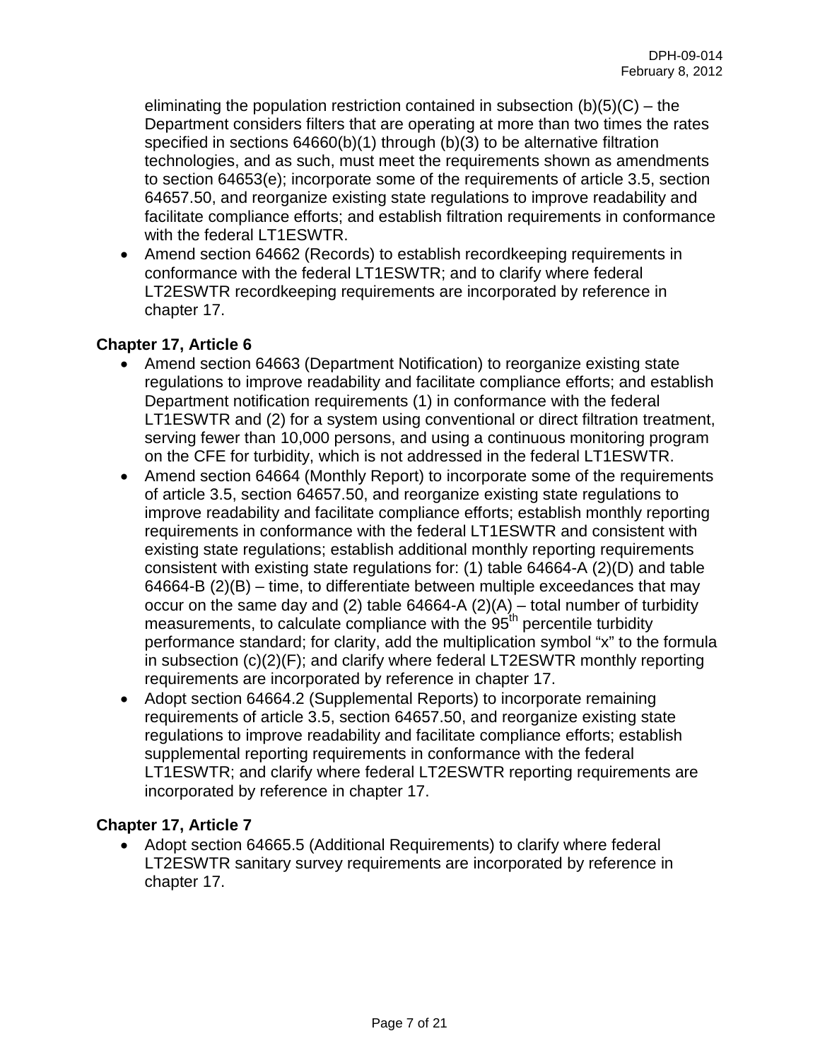eliminating the population restriction contained in subsection (b)(5)(C) – the Department considers filters that are operating at more than two times the rates specified in sections 64660(b)(1) through (b)(3) to be alternative filtration technologies, and as such, must meet the requirements shown as amendments to section 64653(e); incorporate some of the requirements of article 3.5, section 64657.50, and reorganize existing state regulations to improve readability and facilitate compliance efforts; and establish filtration requirements in conformance with the federal LT1ESWTR.

- Amend section 64662 (Records) to establish recordkeeping requirements in conformance with the federal LT1ESWTR; and to clarify where federal LT2ESWTR recordkeeping requirements are incorporated by reference in chapter 17.

## Chapter 17, Article 6

- Amend section 64663 (Department Notification) to reorganize existing state regulations to improve readability and facilitate compliance efforts; and establish Department notification requirements (1) in conformance with the federal LT1ESWTR and (2) for a system using conventional or direct filtration treatment, serving fewer than 10,000 persons, and using a continuous monitoring program on the CFE for turbidity, which is not addressed in the federal LT1ESWTR.
- Amend section 64664 (Monthly Report) to incorporate some of the requirements of article 3.5, section 64657.50, and reorganize existing state regulations to improve readability and facilitate compliance efforts; establish monthly reporting requirements in conformance with the federal LT1ESWTR and consistent with existing state regulations; establish additional monthly reporting requirements consistent with existing state regulations for: (1) table 64664-A (2)(D) and table 64664-B (2)(B) – time, to differentiate between multiple exceedances that may occur on the same day and (2) table 64664-A (2)(A) – total number of turbidity measurements, to calculate compliance with the 95th percentile turbidity performance standard; for clarity, add the multiplication symbol "x" to the formula in subsection (c)(2)(F); and clarify where federal LT2ESWTR monthly reporting requirements are incorporated by reference in chapter 17.
- Adopt section 64664.2 (Supplemental Reports) to incorporate remaining requirements of article 3.5, section 64657.50, and reorganize existing state regulations to improve readability and facilitate compliance efforts; establish supplemental reporting requirements in conformance with the federal LT1ESWTR; and clarify where federal LT2ESWTR reporting requirements are incorporated by reference in chapter 17.

## Chapter 17, Article 7

- Adopt section 64665.5 (Additional Requirements) to clarify where federal LT2ESWTR sanitary survey requirements are incorporated by reference in chapter 17.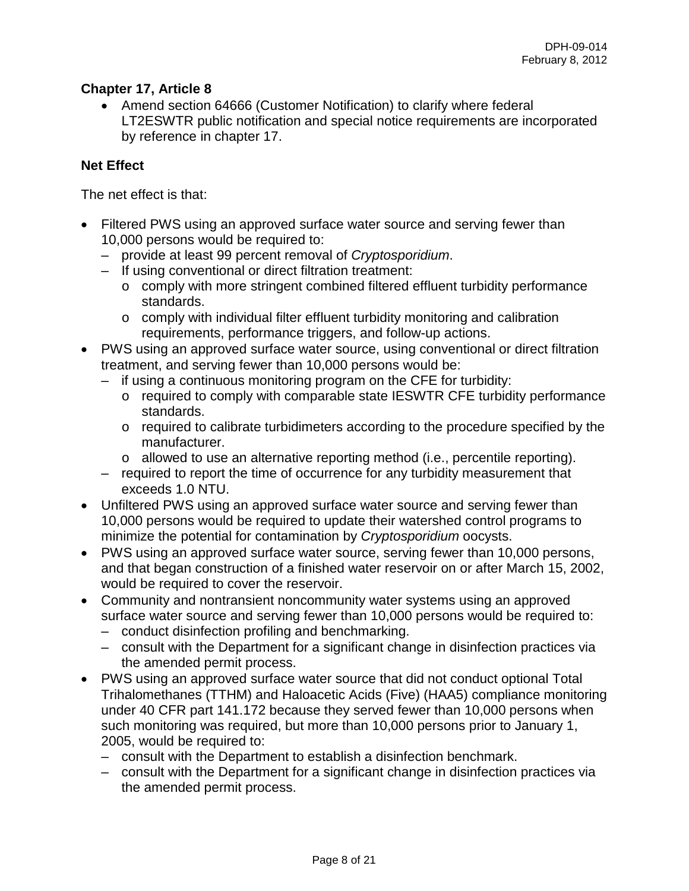**Chapter 17, Article 8**

- Amend section 64666 (Customer Notification) to clarify where federal LT2ESWTR public notification and special notice requirements are incorporated by reference in chapter 17.

**Net Effect**

The net effect is that:

- Filtered PWS using an approved surface water source and serving fewer than 10,000 persons would be required to:
  - provide at least 99 percent removal of *Cryptosporidium*.
  - If using conventional or direct filtration treatment:
    - comply with more stringent combined filtered effluent turbidity performance standards.
    - comply with individual filter effluent turbidity monitoring and calibration requirements, performance triggers, and follow-up actions.
- PWS using an approved surface water source, using conventional or direct filtration treatment, and serving fewer than 10,000 persons would be:
  - if using a continuous monitoring program on the CFE for turbidity:
    - required to comply with comparable state IESWTR CFE turbidity performance standards.
    - required to calibrate turbidimeters according to the procedure specified by the manufacturer.
    - allowed to use an alternative reporting method (i.e., percentile reporting).
  - required to report the time of occurrence for any turbidity measurement that exceeds 1.0 NTU.
- Unfiltered PWS using an approved surface water source and serving fewer than 10,000 persons would be required to update their watershed control programs to minimize the potential for contamination by *Cryptosporidium* oocysts.
- PWS using an approved surface water source, serving fewer than 10,000 persons, and that began construction of a finished water reservoir on or after March 15, 2002, would be required to cover the reservoir.
- Community and nontransient noncommunity water systems using an approved surface water source and serving fewer than 10,000 persons would be required to:
  - conduct disinfection profiling and benchmarking.
  - consult with the Department for a significant change in disinfection practices via the amended permit process.
- PWS using an approved surface water source that did not conduct optional Total Trihalomethanes (TTHM) and Haloacetic Acids (Five) (HAA5) compliance monitoring under 40 CFR part 141.172 because they served fewer than 10,000 persons when such monitoring was required, but more than 10,000 persons prior to January 1, 2005, would be required to:
  - consult with the Department to establish a disinfection benchmark.
  - consult with the Department for a significant change in disinfection practices via the amended permit process.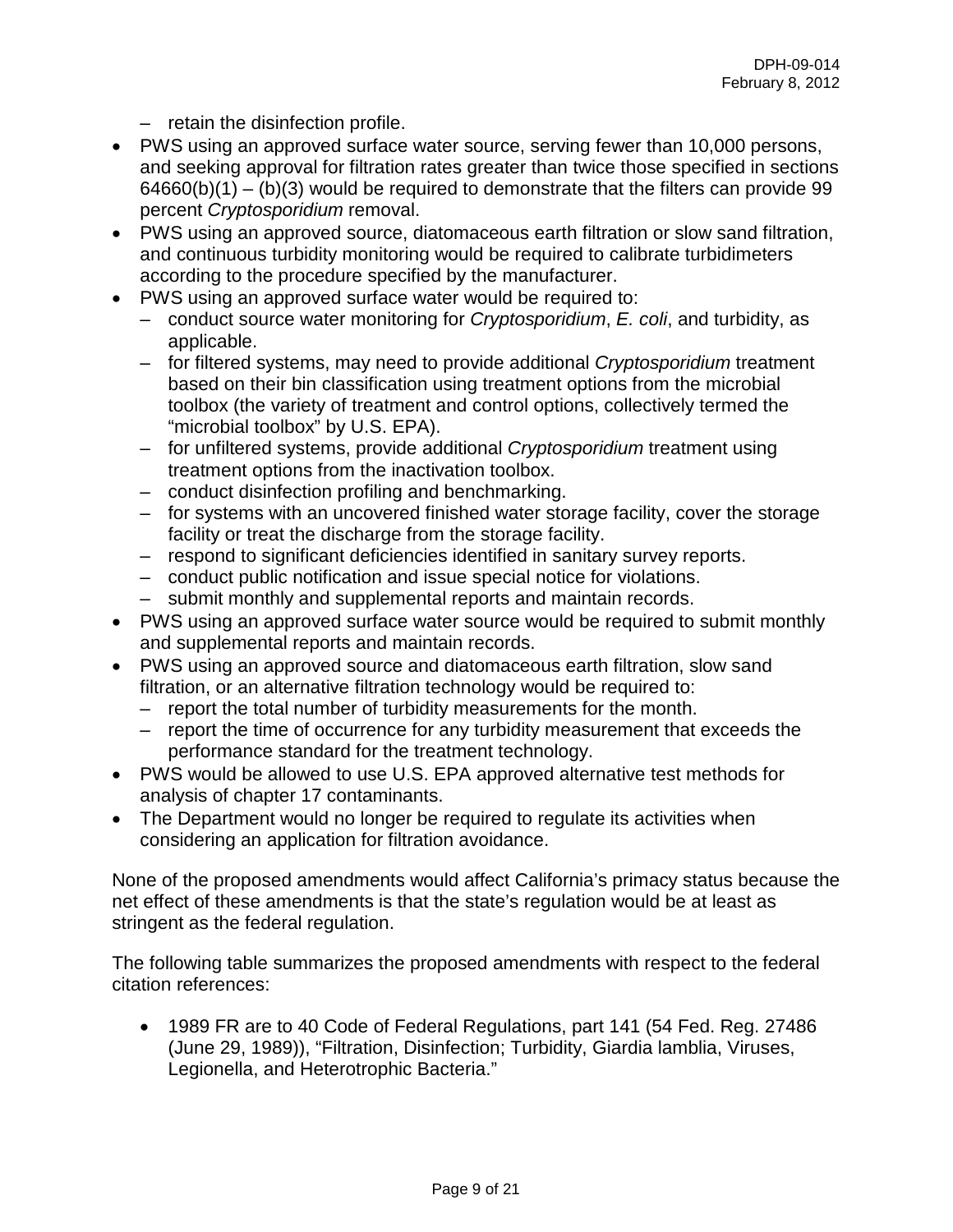- retain the disinfection profile.
- PWS using an approved surface water source, serving fewer than 10,000 persons, and seeking approval for filtration rates greater than twice those specified in sections 64660(b)(1) – (b)(3) would be required to demonstrate that the filters can provide 99 percent *Cryptosporidium* removal.
- PWS using an approved source, diatomaceous earth filtration or slow sand filtration, and continuous turbidity monitoring would be required to calibrate turbidimeters according to the procedure specified by the manufacturer.
- PWS using an approved surface water would be required to:
  - conduct source water monitoring for *Cryptosporidium*, *E. coli*, and turbidity, as applicable.
  - for filtered systems, may need to provide additional *Cryptosporidium* treatment based on their bin classification using treatment options from the microbial toolbox (the variety of treatment and control options, collectively termed the "microbial toolbox" by U.S. EPA).
  - for unfiltered systems, provide additional *Cryptosporidium* treatment using treatment options from the inactivation toolbox.
  - conduct disinfection profiling and benchmarking.
  - for systems with an uncovered finished water storage facility, cover the storage facility or treat the discharge from the storage facility.
  - respond to significant deficiencies identified in sanitary survey reports.
  - conduct public notification and issue special notice for violations.
  - submit monthly and supplemental reports and maintain records.
- PWS using an approved surface water source would be required to submit monthly and supplemental reports and maintain records.
- PWS using an approved source and diatomaceous earth filtration, slow sand filtration, or an alternative filtration technology would be required to:
  - report the total number of turbidity measurements for the month.
  - report the time of occurrence for any turbidity measurement that exceeds the performance standard for the treatment technology.
- PWS would be allowed to use U.S. EPA approved alternative test methods for analysis of chapter 17 contaminants.
- The Department would no longer be required to regulate its activities when considering an application for filtration avoidance.

None of the proposed amendments would affect California's primacy status because the net effect of these amendments is that the state's regulation would be at least as stringent as the federal regulation.

The following table summarizes the proposed amendments with respect to the federal citation references:

- 1989 FR are to 40 Code of Federal Regulations, part 141 (54 Fed. Reg. 27486 (June 29, 1989)), "Filtration, Disinfection; Turbidity, Giardia lamblia, Viruses, Legionella, and Heterotrophic Bacteria."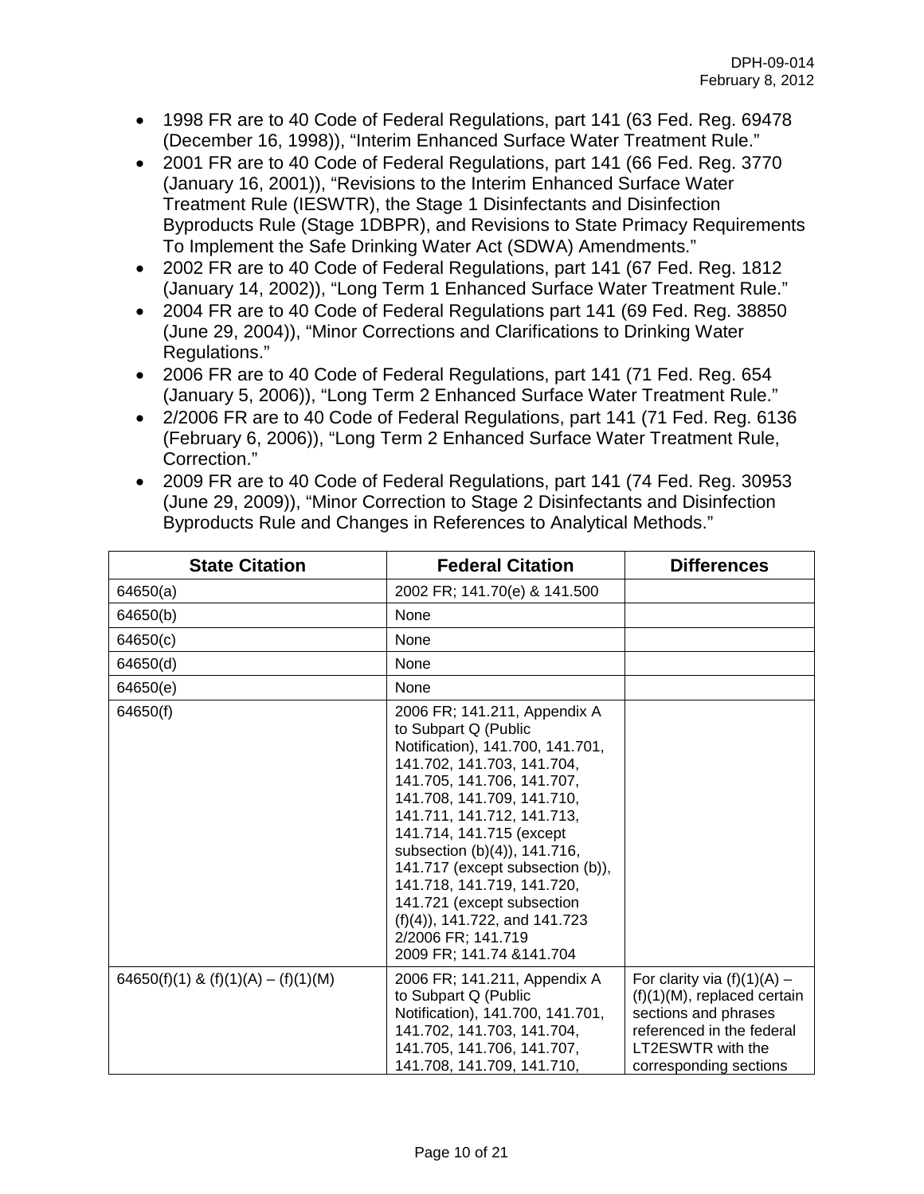- 1998 FR are to 40 Code of Federal Regulations, part 141 (63 Fed. Reg. 69478 (December 16, 1998)), "Interim Enhanced Surface Water Treatment Rule."
- 2001 FR are to 40 Code of Federal Regulations, part 141 (66 Fed. Reg. 3770 (January 16, 2001)), "Revisions to the Interim Enhanced Surface Water Treatment Rule (IESWTR), the Stage 1 Disinfectants and Disinfection Byproducts Rule (Stage 1DBPR), and Revisions to State Primacy Requirements To Implement the Safe Drinking Water Act (SDWA) Amendments."
- 2002 FR are to 40 Code of Federal Regulations, part 141 (67 Fed. Reg. 1812 (January 14, 2002)), "Long Term 1 Enhanced Surface Water Treatment Rule."
- 2004 FR are to 40 Code of Federal Regulations part 141 (69 Fed. Reg. 38850 (June 29, 2004)), "Minor Corrections and Clarifications to Drinking Water Regulations."
- 2006 FR are to 40 Code of Federal Regulations, part 141 (71 Fed. Reg. 654 (January 5, 2006)), "Long Term 2 Enhanced Surface Water Treatment Rule."
- 2/2006 FR are to 40 Code of Federal Regulations, part 141 (71 Fed. Reg. 6136 (February 6, 2006)), "Long Term 2 Enhanced Surface Water Treatment Rule, Correction."
- 2009 FR are to 40 Code of Federal Regulations, part 141 (74 Fed. Reg. 30953 (June 29, 2009)), "Minor Correction to Stage 2 Disinfectants and Disinfection Byproducts Rule and Changes in References to Analytical Methods."

| State Citation | Federal Citation | Differences |
|---|---|---|
| 64650(a) | 2002 FR; 141.70(e) & 141.500 | |
| 64650(b) | None | |
| 64650(c) | None | |
| 64650(d) | None | |
| 64650(e) | None | |
| 64650(f) | 2006 FR; 141.211, Appendix A to Subpart Q (Public Notification), 141.700, 141.701, 141.702, 141.703, 141.704, 141.705, 141.706, 141.707, 141.708, 141.709, 141.710, 141.711, 141.712, 141.713, 141.714, 141.715 (except subsection (b)(4)), 141.716, 141.717 (except subsection (b)), 141.718, 141.719, 141.720, 141.721 (except subsection (f)(4)), 141.722, and 141.723<br>2/2006 FR; 141.719<br>2009 FR; 141.74 &141.704 | |
| 64650(f)(1) & (f)(1)(A) – (f)(1)(M) | 2006 FR; 141.211, Appendix A to Subpart Q (Public Notification), 141.700, 141.701, 141.702, 141.703, 141.704, 141.705, 141.706, 141.707, 141.708, 141.709, 141.710, | For clarity via (f)(1)(A) – (f)(1)(M), replaced certain sections and phrases referenced in the federal LT2ESWTR with the corresponding sections |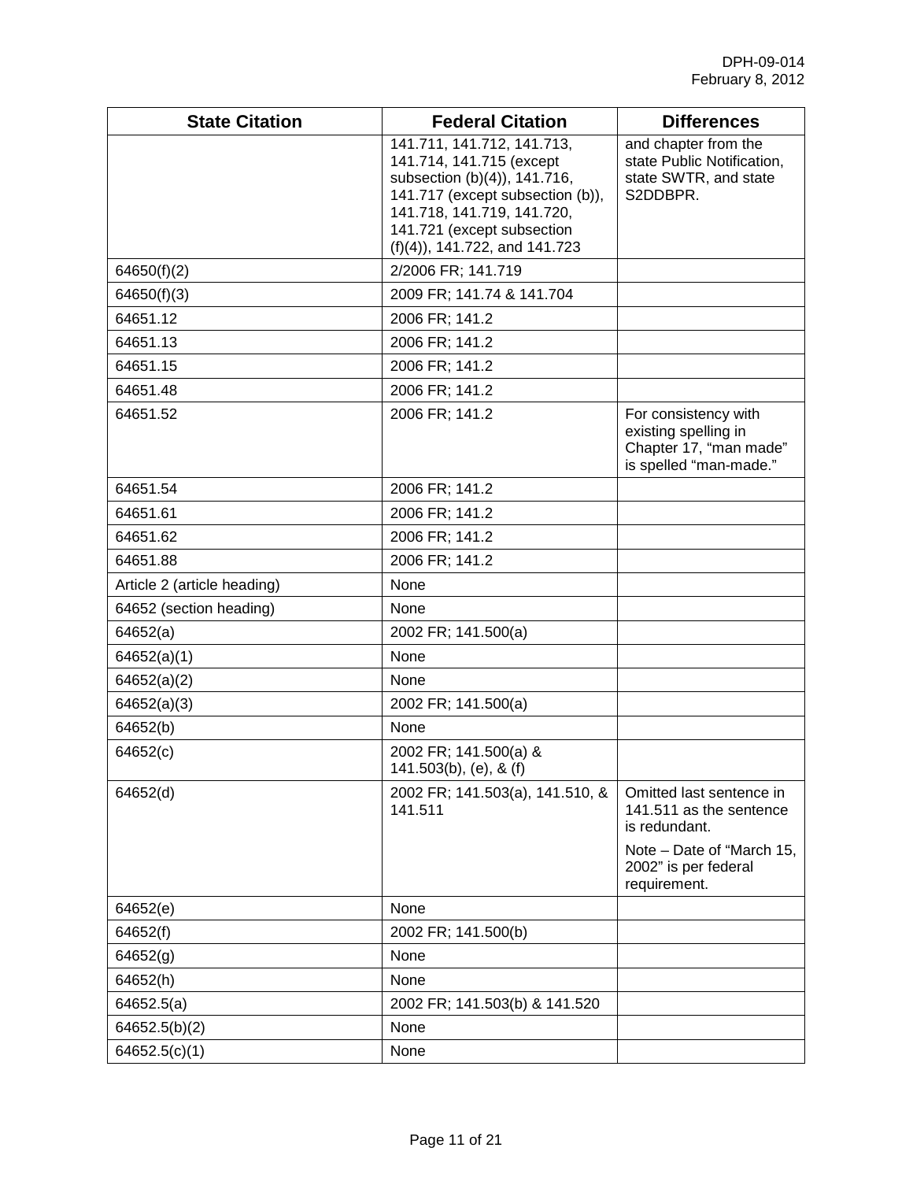| State Citation | Federal Citation | Differences |
|---|---|---|
| | 141.711, 141.712, 141.713, 141.714, 141.715 (except subsection (b)(4)), 141.716, 141.717 (except subsection (b)), 141.718, 141.719, 141.720, 141.721 (except subsection (f)(4)), 141.722, and 141.723 | and chapter from the state Public Notification, state SWTR, and state S2DDBPR. |
| 64650(f)(2) | 2/2006 FR; 141.719 | |
| 64650(f)(3) | 2009 FR; 141.74 & 141.704 | |
| 64651.12 | 2006 FR; 141.2 | |
| 64651.13 | 2006 FR; 141.2 | |
| 64651.15 | 2006 FR; 141.2 | |
| 64651.48 | 2006 FR; 141.2 | |
| 64651.52 | 2006 FR; 141.2 | For consistency with existing spelling in Chapter 17, “man made” is spelled “man-made.” |
| 64651.54 | 2006 FR; 141.2 | |
| 64651.61 | 2006 FR; 141.2 | |
| 64651.62 | 2006 FR; 141.2 | |
| 64651.88 | 2006 FR; 141.2 | |
| Article 2 (article heading) | None | |
| 64652 (section heading) | None | |
| 64652(a) | 2002 FR; 141.500(a) | |
| 64652(a)(1) | None | |
| 64652(a)(2) | None | |
| 64652(a)(3) | 2002 FR; 141.500(a) | |
| 64652(b) | None | |
| 64652(c) | 2002 FR; 141.500(a) & 141.503(b), (e), & (f) | |
| 64652(d) | 2002 FR; 141.503(a), 141.510, & 141.511 | Omitted last sentence in 141.511 as the sentence is redundant.<br><br>Note – Date of “March 15, 2002” is per federal requirement. |
| 64652(e) | None | |
| 64652(f) | 2002 FR; 141.500(b) | |
| 64652(g) | None | |
| 64652(h) | None | |
| 64652.5(a) | 2002 FR; 141.503(b) & 141.520 | |
| 64652.5(b)(2) | None | |
| 64652.5(c)(1) | None | |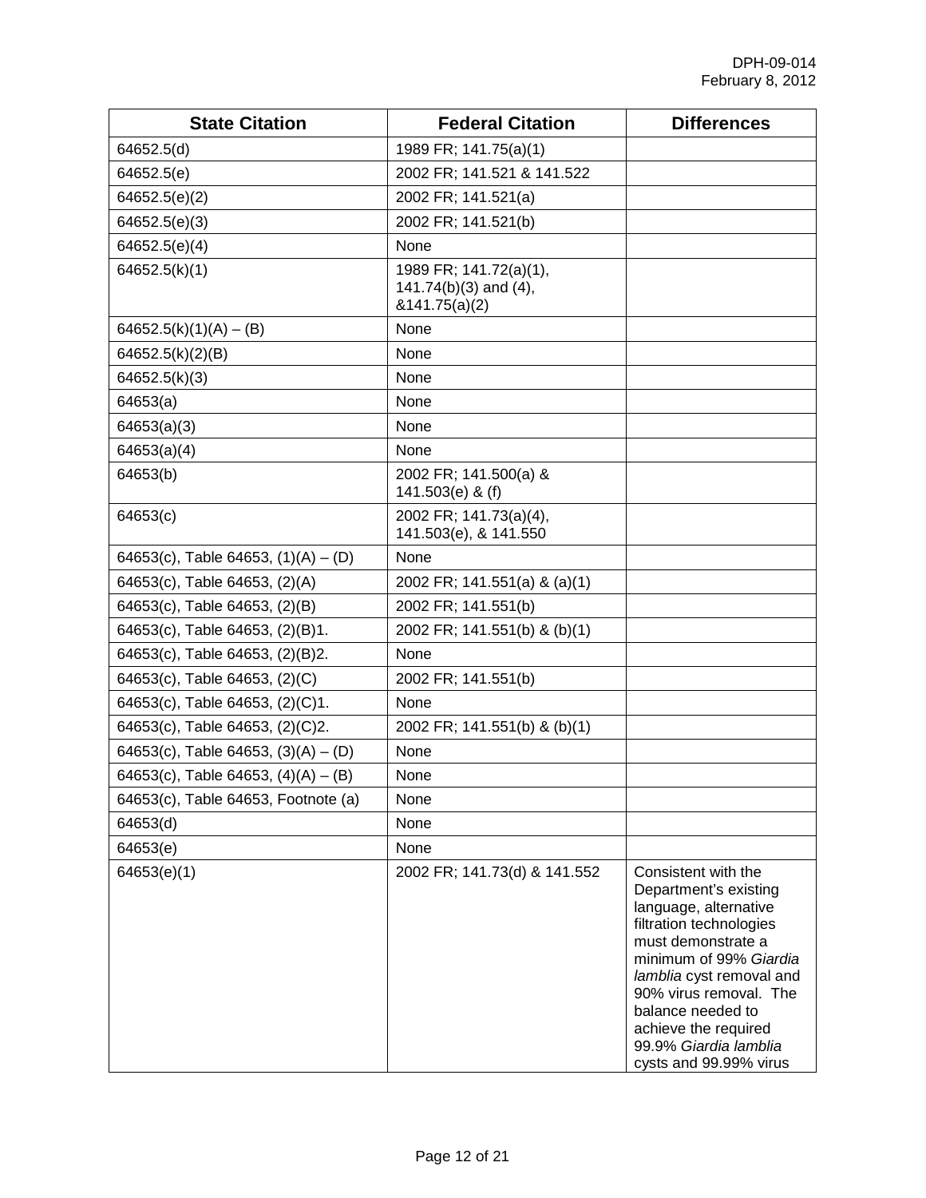| State Citation | Federal Citation | Differences |
|---|---|---|
| 64652.5(d) | 1989 FR; 141.75(a)(1) | |
| 64652.5(e) | 2002 FR; 141.521 & 141.522 | |
| 64652.5(e)(2) | 2002 FR; 141.521(a) | |
| 64652.5(e)(3) | 2002 FR; 141.521(b) | |
| 64652.5(e)(4) | None | |
| 64652.5(k)(1) | 1989 FR; 141.72(a)(1), 141.74(b)(3) and (4), &141.75(a)(2) | |
| 64652.5(k)(1)(A) – (B) | None | |
| 64652.5(k)(2)(B) | None | |
| 64652.5(k)(3) | None | |
| 64653(a) | None | |
| 64653(a)(3) | None | |
| 64653(a)(4) | None | |
| 64653(b) | 2002 FR; 141.500(a) & 141.503(e) & (f) | |
| 64653(c) | 2002 FR; 141.73(a)(4), 141.503(e), & 141.550 | |
| 64653(c), Table 64653, (1)(A) – (D) | None | |
| 64653(c), Table 64653, (2)(A) | 2002 FR; 141.551(a) & (a)(1) | |
| 64653(c), Table 64653, (2)(B) | 2002 FR; 141.551(b) | |
| 64653(c), Table 64653, (2)(B)1. | 2002 FR; 141.551(b) & (b)(1) | |
| 64653(c), Table 64653, (2)(B)2. | None | |
| 64653(c), Table 64653, (2)(C) | 2002 FR; 141.551(b) | |
| 64653(c), Table 64653, (2)(C)1. | None | |
| 64653(c), Table 64653, (2)(C)2. | 2002 FR; 141.551(b) & (b)(1) | |
| 64653(c), Table 64653, (3)(A) – (D) | None | |
| 64653(c), Table 64653, (4)(A) – (B) | None | |
| 64653(c), Table 64653, Footnote (a) | None | |
| 64653(d) | None | |
| 64653(e) | None | |
| 64653(e)(1) | 2002 FR; 141.73(d) & 141.552 | Consistent with the Department's existing language, alternative filtration technologies must demonstrate a minimum of 99% *Giardia lamblia* cyst removal and 90% virus removal. The balance needed to achieve the required 99.9% *Giardia lamblia* cysts and 99.99% virus |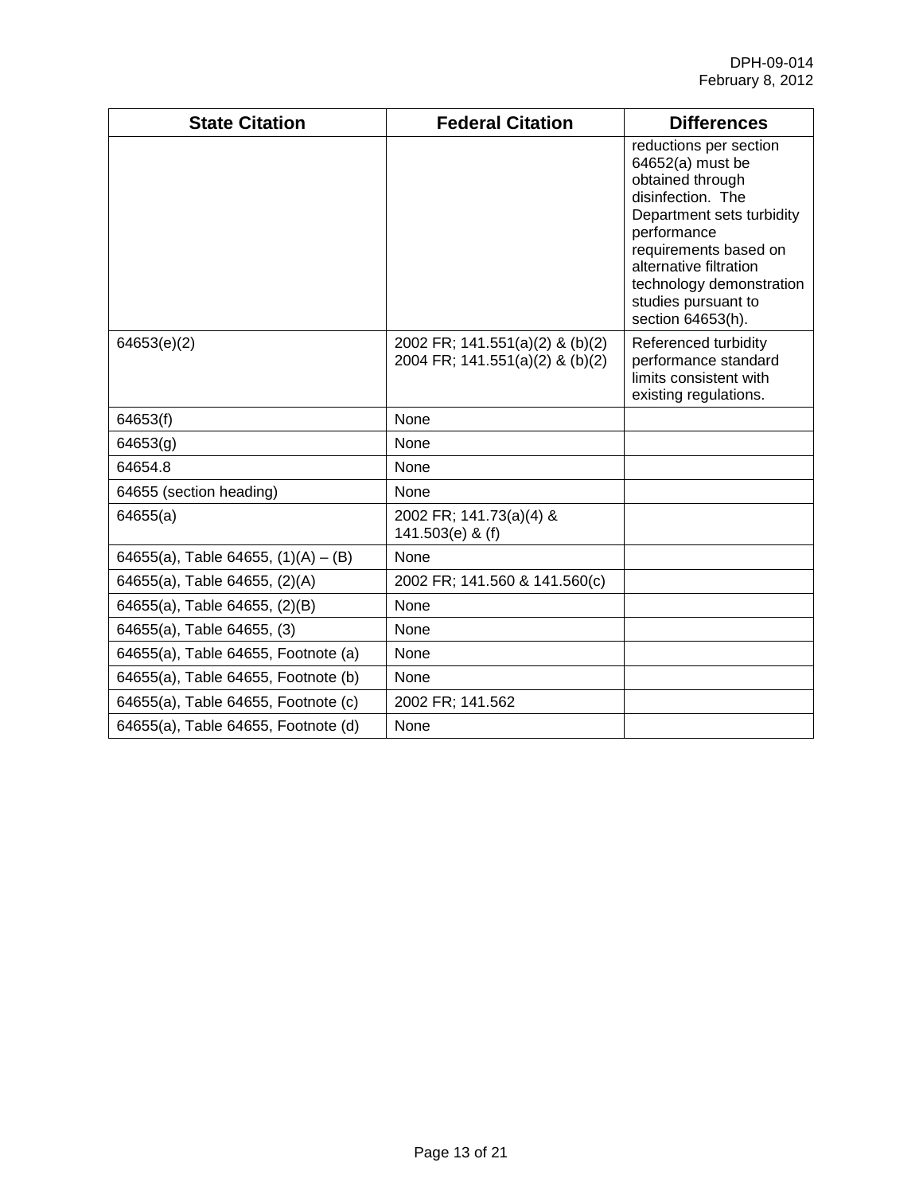| State Citation | Federal Citation | Differences |
| --- | --- | --- |
| | | reductions per section 64652(a) must be obtained through disinfection. The Department sets turbidity performance requirements based on alternative filtration technology demonstration studies pursuant to section 64653(h). |
| 64653(e)(2) | 2002 FR; 141.551(a)(2) & (b)(2) 2004 FR; 141.551(a)(2) & (b)(2) | Referenced turbidity performance standard limits consistent with existing regulations. |
| 64653(f) | None | |
| 64653(g) | None | |
| 64654.8 | None | |
| 64655 (section heading) | None | |
| 64655(a) | 2002 FR; 141.73(a)(4) & 141.503(e) & (f) | |
| 64655(a), Table 64655, (1)(A) – (B) | None | |
| 64655(a), Table 64655, (2)(A) | 2002 FR; 141.560 & 141.560(c) | |
| 64655(a), Table 64655, (2)(B) | None | |
| 64655(a), Table 64655, (3) | None | |
| 64655(a), Table 64655, Footnote (a) | None | |
| 64655(a), Table 64655, Footnote (b) | None | |
| 64655(a), Table 64655, Footnote (c) | 2002 FR; 141.562 | |
| 64655(a), Table 64655, Footnote (d) | None | |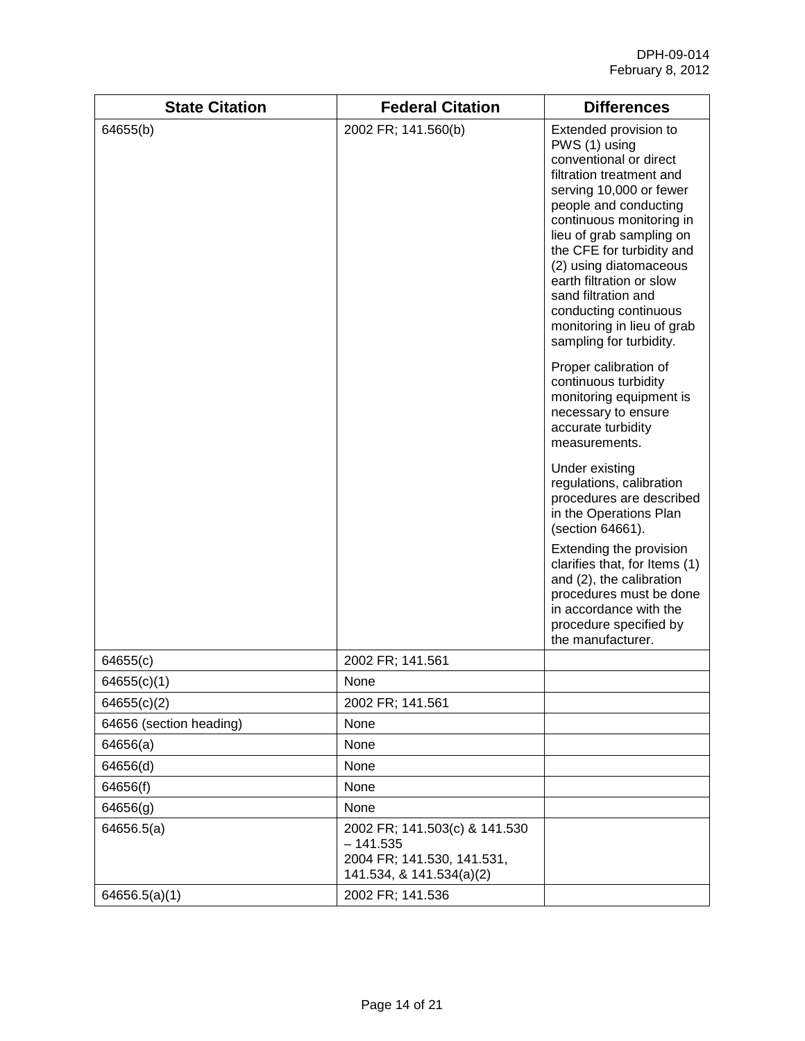| State Citation | Federal Citation | Differences |
|---|---|---|
| 64655(b) | 2002 FR; 141.560(b) | Extended provision to PWS (1) using conventional or direct filtration treatment and serving 10,000 or fewer people and conducting continuous monitoring in lieu of grab sampling on the CFE for turbidity and (2) using diatomaceous earth filtration or slow sand filtration and conducting continuous monitoring in lieu of grab sampling for turbidity.<br><br>Proper calibration of continuous turbidity monitoring equipment is necessary to ensure accurate turbidity measurements.<br><br>Under existing regulations, calibration procedures are described in the Operations Plan (section 64661).<br><br>Extending the provision clarifies that, for Items (1) and (2), the calibration procedures must be done in accordance with the procedure specified by the manufacturer. |
| 64655(c) | 2002 FR; 141.561 | |
| 64655(c)(1) | None | |
| 64655(c)(2) | 2002 FR; 141.561 | |
| 64656 (section heading) | None | |
| 64656(a) | None | |
| 64656(d) | None | |
| 64656(f) | None | |
| 64656(g) | None | |
| 64656.5(a) | 2002 FR; 141.503(c) & 141.530 – 141.535<br>2004 FR; 141.530, 141.531, 141.534, & 141.534(a)(2) | |
| 64656.5(a)(1) | 2002 FR; 141.536 | |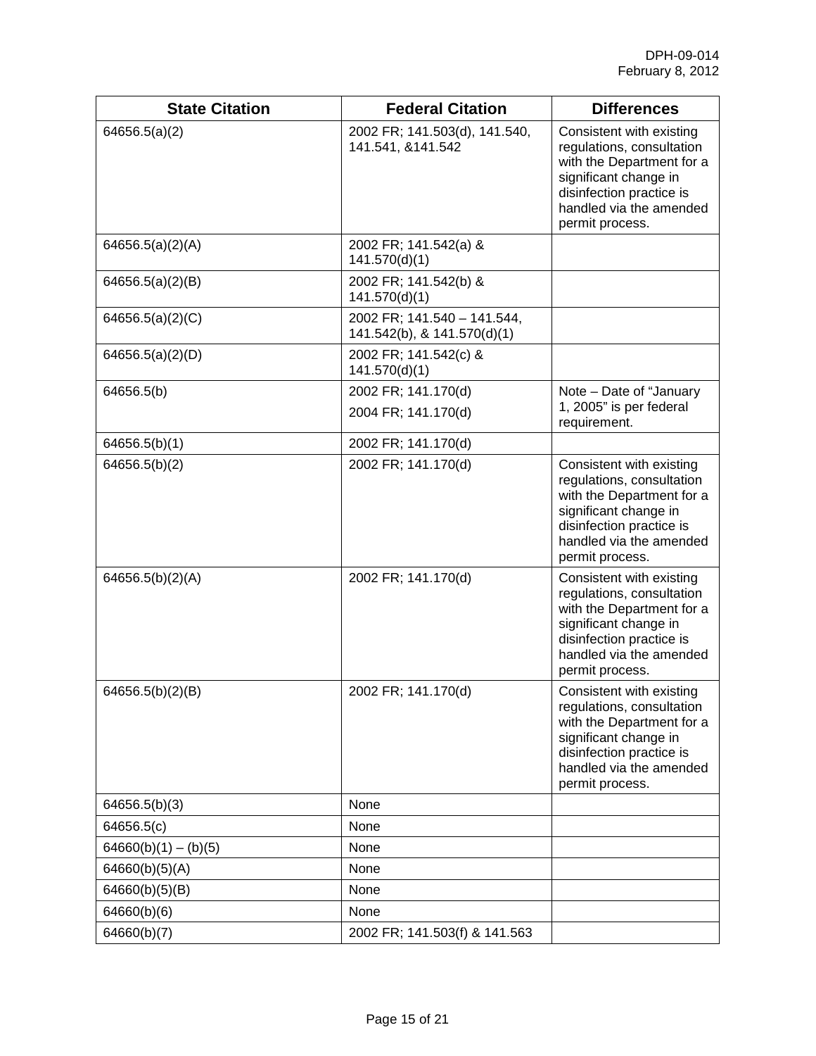| State Citation | Federal Citation | Differences |
|---|---|---|
| 64656.5(a)(2) | 2002 FR; 141.503(d), 141.540, 141.541, &141.542 | Consistent with existing regulations, consultation with the Department for a significant change in disinfection practice is handled via the amended permit process. |
| 64656.5(a)(2)(A) | 2002 FR; 141.542(a) & 141.570(d)(1) | |
| 64656.5(a)(2)(B) | 2002 FR; 141.542(b) & 141.570(d)(1) | |
| 64656.5(a)(2)(C) | 2002 FR; 141.540 – 141.544, 141.542(b), & 141.570(d)(1) | |
| 64656.5(a)(2)(D) | 2002 FR; 141.542(c) & 141.570(d)(1) | |
| 64656.5(b) | 2002 FR; 141.170(d)<br>2004 FR; 141.170(d) | Note – Date of "January 1, 2005" is per federal requirement. |
| 64656.5(b)(1) | 2002 FR; 141.170(d) | |
| 64656.5(b)(2) | 2002 FR; 141.170(d) | Consistent with existing regulations, consultation with the Department for a significant change in disinfection practice is handled via the amended permit process. |
| 64656.5(b)(2)(A) | 2002 FR; 141.170(d) | Consistent with existing regulations, consultation with the Department for a significant change in disinfection practice is handled via the amended permit process. |
| 64656.5(b)(2)(B) | 2002 FR; 141.170(d) | Consistent with existing regulations, consultation with the Department for a significant change in disinfection practice is handled via the amended permit process. |
| 64656.5(b)(3) | None | |
| 64656.5(c) | None | |
| 64660(b)(1) – (b)(5) | None | |
| 64660(b)(5)(A) | None | |
| 64660(b)(5)(B) | None | |
| 64660(b)(6) | None | |
| 64660(b)(7) | 2002 FR; 141.503(f) & 141.563 | |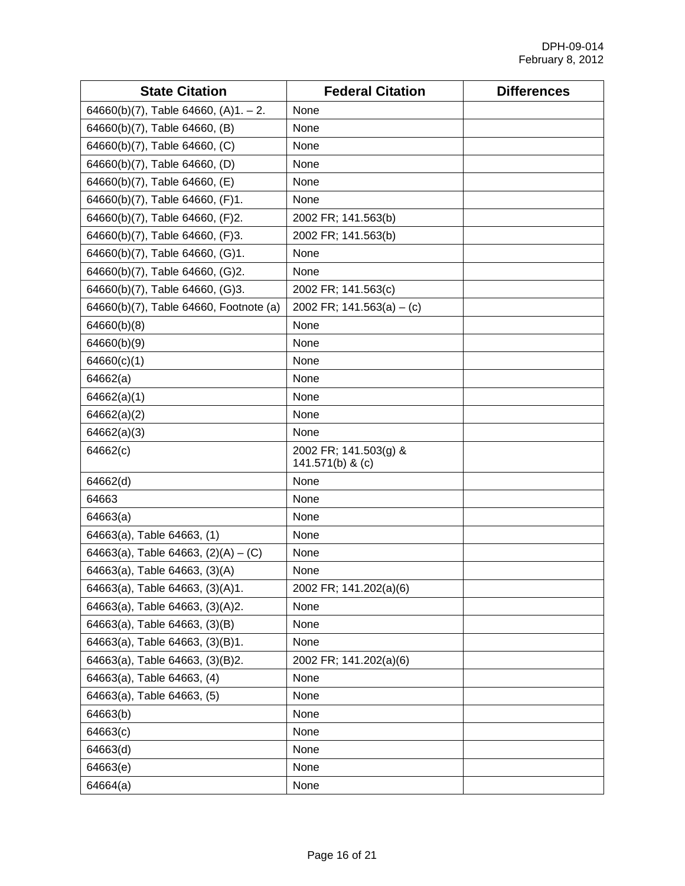| State Citation | Federal Citation | Differences |
| --- | --- | --- |
| 64660(b)(7), Table 64660, (A)1. – 2. | None | |
| 64660(b)(7), Table 64660, (B) | None | |
| 64660(b)(7), Table 64660, (C) | None | |
| 64660(b)(7), Table 64660, (D) | None | |
| 64660(b)(7), Table 64660, (E) | None | |
| 64660(b)(7), Table 64660, (F)1. | None | |
| 64660(b)(7), Table 64660, (F)2. | 2002 FR; 141.563(b) | |
| 64660(b)(7), Table 64660, (F)3. | 2002 FR; 141.563(b) | |
| 64660(b)(7), Table 64660, (G)1. | None | |
| 64660(b)(7), Table 64660, (G)2. | None | |
| 64660(b)(7), Table 64660, (G)3. | 2002 FR; 141.563(c) | |
| 64660(b)(7), Table 64660, Footnote (a) | 2002 FR; 141.563(a) – (c) | |
| 64660(b)(8) | None | |
| 64660(b)(9) | None | |
| 64660(c)(1) | None | |
| 64662(a) | None | |
| 64662(a)(1) | None | |
| 64662(a)(2) | None | |
| 64662(a)(3) | None | |
| 64662(c) | 2002 FR; 141.503(g) & 141.571(b) & (c) | |
| 64662(d) | None | |
| 64663 | None | |
| 64663(a) | None | |
| 64663(a), Table 64663, (1) | None | |
| 64663(a), Table 64663, (2)(A) – (C) | None | |
| 64663(a), Table 64663, (3)(A) | None | |
| 64663(a), Table 64663, (3)(A)1. | 2002 FR; 141.202(a)(6) | |
| 64663(a), Table 64663, (3)(A)2. | None | |
| 64663(a), Table 64663, (3)(B) | None | |
| 64663(a), Table 64663, (3)(B)1. | None | |
| 64663(a), Table 64663, (3)(B)2. | 2002 FR; 141.202(a)(6) | |
| 64663(a), Table 64663, (4) | None | |
| 64663(a), Table 64663, (5) | None | |
| 64663(b) | None | |
| 64663(c) | None | |
| 64663(d) | None | |
| 64663(e) | None | |
| 64664(a) | None | |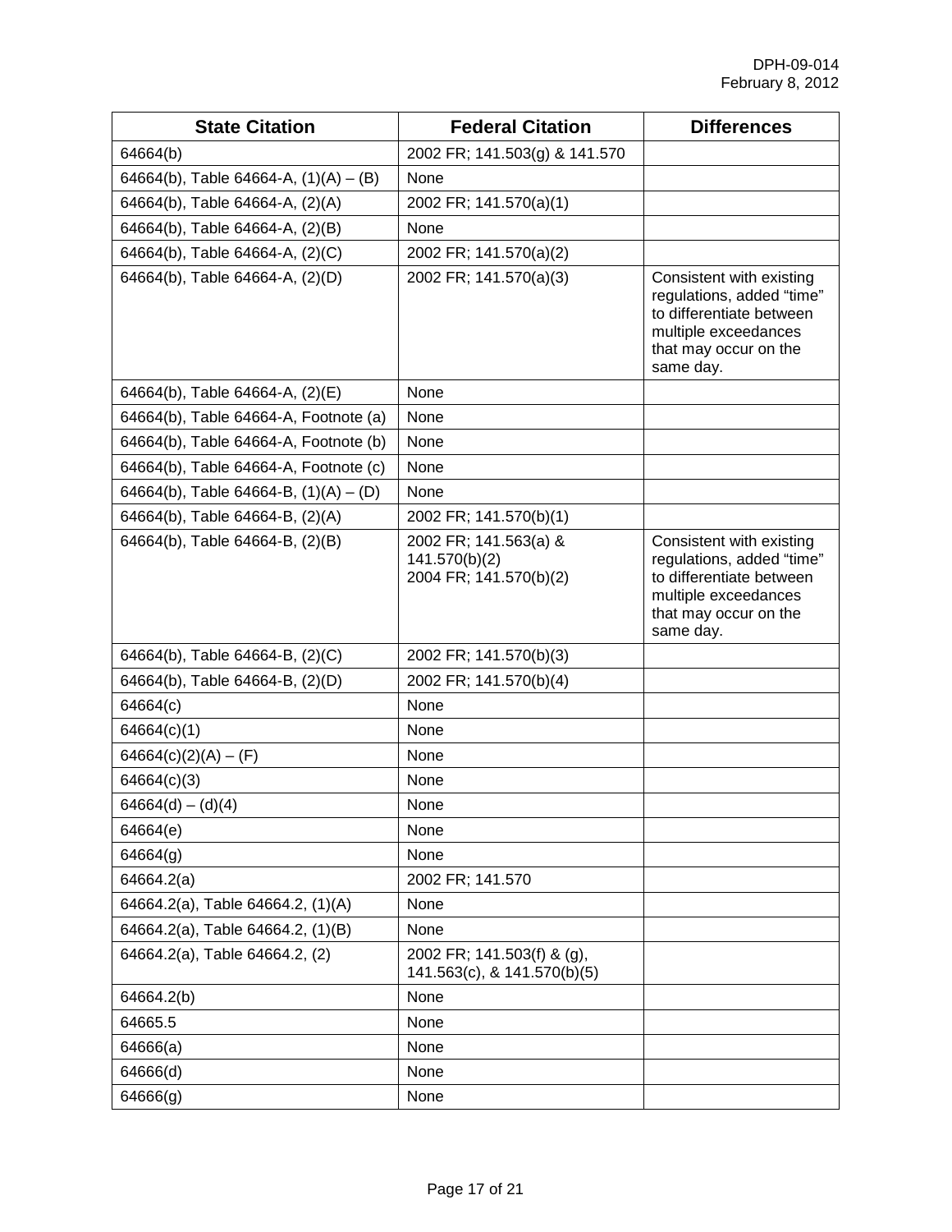| State Citation | Federal Citation | Differences |
|---|---|---|
| 64664(b) | 2002 FR; 141.503(g) & 141.570 | |
| 64664(b), Table 64664-A, (1)(A) – (B) | None | |
| 64664(b), Table 64664-A, (2)(A) | 2002 FR; 141.570(a)(1) | |
| 64664(b), Table 64664-A, (2)(B) | None | |
| 64664(b), Table 64664-A, (2)(C) | 2002 FR; 141.570(a)(2) | |
| 64664(b), Table 64664-A, (2)(D) | 2002 FR; 141.570(a)(3) | Consistent with existing regulations, added "time" to differentiate between multiple exceedances that may occur on the same day. |
| 64664(b), Table 64664-A, (2)(E) | None | |
| 64664(b), Table 64664-A, Footnote (a) | None | |
| 64664(b), Table 64664-A, Footnote (b) | None | |
| 64664(b), Table 64664-A, Footnote (c) | None | |
| 64664(b), Table 64664-B, (1)(A) – (D) | None | |
| 64664(b), Table 64664-B, (2)(A) | 2002 FR; 141.570(b)(1) | |
| 64664(b), Table 64664-B, (2)(B) | 2002 FR; 141.563(a) & 141.570(b)(2) 2004 FR; 141.570(b)(2) | Consistent with existing regulations, added "time" to differentiate between multiple exceedances that may occur on the same day. |
| 64664(b), Table 64664-B, (2)(C) | 2002 FR; 141.570(b)(3) | |
| 64664(b), Table 64664-B, (2)(D) | 2002 FR; 141.570(b)(4) | |
| 64664(c) | None | |
| 64664(c)(1) | None | |
| 64664(c)(2)(A) – (F) | None | |
| 64664(c)(3) | None | |
| 64664(d) – (d)(4) | None | |
| 64664(e) | None | |
| 64664(g) | None | |
| 64664.2(a) | 2002 FR; 141.570 | |
| 64664.2(a), Table 64664.2, (1)(A) | None | |
| 64664.2(a), Table 64664.2, (1)(B) | None | |
| 64664.2(a), Table 64664.2, (2) | 2002 FR; 141.503(f) & (g), 141.563(c), & 141.570(b)(5) | |
| 64664.2(b) | None | |
| 64665.5 | None | |
| 64666(a) | None | |
| 64666(d) | None | |
| 64666(g) | None | |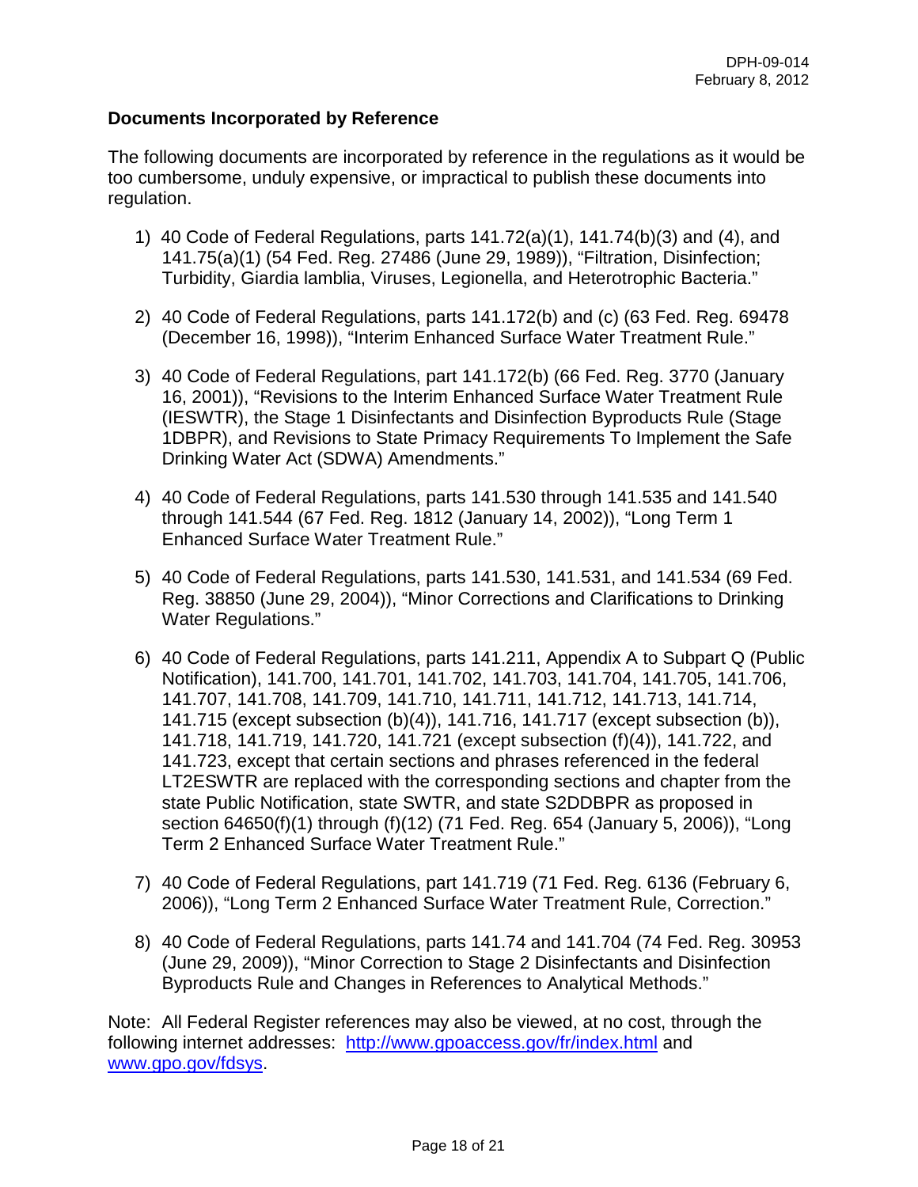### Documents Incorporated by Reference

The following documents are incorporated by reference in the regulations as it would be too cumbersome, unduly expensive, or impractical to publish these documents into regulation.

1) 40 Code of Federal Regulations, parts 141.72(a)(1), 141.74(b)(3) and (4), and 141.75(a)(1) (54 Fed. Reg. 27486 (June 29, 1989)), "Filtration, Disinfection; Turbidity, Giardia lamblia, Viruses, Legionella, and Heterotrophic Bacteria."

2) 40 Code of Federal Regulations, parts 141.172(b) and (c) (63 Fed. Reg. 69478 (December 16, 1998)), "Interim Enhanced Surface Water Treatment Rule."

3) 40 Code of Federal Regulations, part 141.172(b) (66 Fed. Reg. 3770 (January 16, 2001)), "Revisions to the Interim Enhanced Surface Water Treatment Rule (IESWTR), the Stage 1 Disinfectants and Disinfection Byproducts Rule (Stage 1DBPR), and Revisions to State Primacy Requirements To Implement the Safe Drinking Water Act (SDWA) Amendments."

4) 40 Code of Federal Regulations, parts 141.530 through 141.535 and 141.540 through 141.544 (67 Fed. Reg. 1812 (January 14, 2002)), "Long Term 1 Enhanced Surface Water Treatment Rule."

5) 40 Code of Federal Regulations, parts 141.530, 141.531, and 141.534 (69 Fed. Reg. 38850 (June 29, 2004)), "Minor Corrections and Clarifications to Drinking Water Regulations."

6) 40 Code of Federal Regulations, parts 141.211, Appendix A to Subpart Q (Public Notification), 141.700, 141.701, 141.702, 141.703, 141.704, 141.705, 141.706, 141.707, 141.708, 141.709, 141.710, 141.711, 141.712, 141.713, 141.714, 141.715 (except subsection (b)(4)), 141.716, 141.717 (except subsection (b)), 141.718, 141.719, 141.720, 141.721 (except subsection (f)(4)), 141.722, and 141.723, except that certain sections and phrases referenced in the federal LT2ESWTR are replaced with the corresponding sections and chapter from the state Public Notification, state SWTR, and state S2DDBPR as proposed in section 64650(f)(1) through (f)(12) (71 Fed. Reg. 654 (January 5, 2006)), "Long Term 2 Enhanced Surface Water Treatment Rule."

7) 40 Code of Federal Regulations, part 141.719 (71 Fed. Reg. 6136 (February 6, 2006)), "Long Term 2 Enhanced Surface Water Treatment Rule, Correction."

8) 40 Code of Federal Regulations, parts 141.74 and 141.704 (74 Fed. Reg. 30953 (June 29, 2009)), "Minor Correction to Stage 2 Disinfectants and Disinfection Byproducts Rule and Changes in References to Analytical Methods."

Note: All Federal Register references may also be viewed, at no cost, through the following internet addresses: http://www.gpoaccess.gov/fr/index.html and www.gpo.gov/fdsys.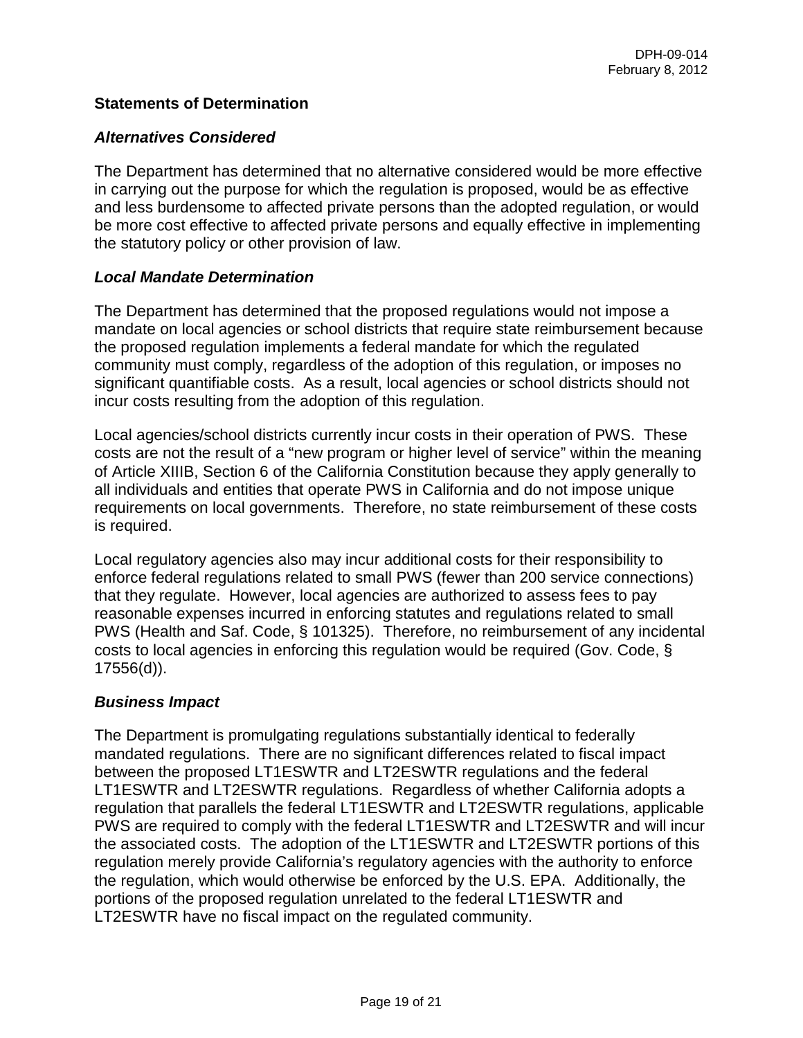## Statements of Determination

### *Alternatives Considered*

The Department has determined that no alternative considered would be more effective in carrying out the purpose for which the regulation is proposed, would be as effective and less burdensome to affected private persons than the adopted regulation, or would be more cost effective to affected private persons and equally effective in implementing the statutory policy or other provision of law.

### *Local Mandate Determination*

The Department has determined that the proposed regulations would not impose a mandate on local agencies or school districts that require state reimbursement because the proposed regulation implements a federal mandate for which the regulated community must comply, regardless of the adoption of this regulation, or imposes no significant quantifiable costs. As a result, local agencies or school districts should not incur costs resulting from the adoption of this regulation.

Local agencies/school districts currently incur costs in their operation of PWS. These costs are not the result of a "new program or higher level of service" within the meaning of Article XIIIB, Section 6 of the California Constitution because they apply generally to all individuals and entities that operate PWS in California and do not impose unique requirements on local governments. Therefore, no state reimbursement of these costs is required.

Local regulatory agencies also may incur additional costs for their responsibility to enforce federal regulations related to small PWS (fewer than 200 service connections) that they regulate. However, local agencies are authorized to assess fees to pay reasonable expenses incurred in enforcing statutes and regulations related to small PWS (Health and Saf. Code, § 101325). Therefore, no reimbursement of any incidental costs to local agencies in enforcing this regulation would be required (Gov. Code, § 17556(d)).

### *Business Impact*

The Department is promulgating regulations substantially identical to federally mandated regulations. There are no significant differences related to fiscal impact between the proposed LT1ESWTR and LT2ESWTR regulations and the federal LT1ESWTR and LT2ESWTR regulations. Regardless of whether California adopts a regulation that parallels the federal LT1ESWTR and LT2ESWTR regulations, applicable PWS are required to comply with the federal LT1ESWTR and LT2ESWTR and will incur the associated costs. The adoption of the LT1ESWTR and LT2ESWTR portions of this regulation merely provide California's regulatory agencies with the authority to enforce the regulation, which would otherwise be enforced by the U.S. EPA. Additionally, the portions of the proposed regulation unrelated to the federal LT1ESWTR and LT2ESWTR have no fiscal impact on the regulated community.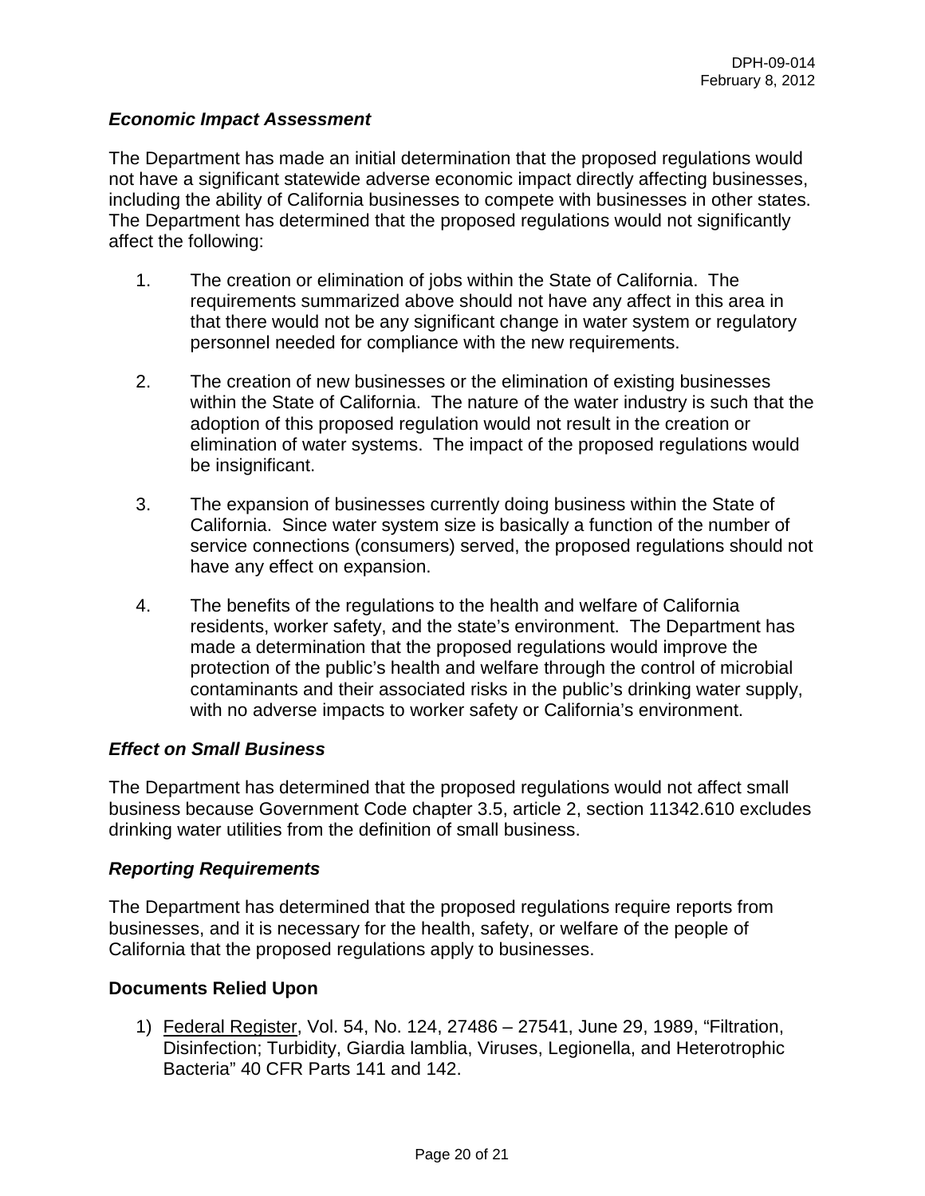### *Economic Impact Assessment*

The Department has made an initial determination that the proposed regulations would not have a significant statewide adverse economic impact directly affecting businesses, including the ability of California businesses to compete with businesses in other states. The Department has determined that the proposed regulations would not significantly affect the following:

1. The creation or elimination of jobs within the State of California. The requirements summarized above should not have any affect in this area in that there would not be any significant change in water system or regulatory personnel needed for compliance with the new requirements.

2. The creation of new businesses or the elimination of existing businesses within the State of California. The nature of the water industry is such that the adoption of this proposed regulation would not result in the creation or elimination of water systems. The impact of the proposed regulations would be insignificant.

3. The expansion of businesses currently doing business within the State of California. Since water system size is basically a function of the number of service connections (consumers) served, the proposed regulations should not have any effect on expansion.

4. The benefits of the regulations to the health and welfare of California residents, worker safety, and the state's environment. The Department has made a determination that the proposed regulations would improve the protection of the public's health and welfare through the control of microbial contaminants and their associated risks in the public's drinking water supply, with no adverse impacts to worker safety or California's environment.

### *Effect on Small Business*

The Department has determined that the proposed regulations would not affect small business because Government Code chapter 3.5, article 2, section 11342.610 excludes drinking water utilities from the definition of small business.

### *Reporting Requirements*

The Department has determined that the proposed regulations require reports from businesses, and it is necessary for the health, safety, or welfare of the people of California that the proposed regulations apply to businesses.

### Documents Relied Upon

1) Federal Register, Vol. 54, No. 124, 27486 – 27541, June 29, 1989, "Filtration, Disinfection; Turbidity, Giardia lamblia, Viruses, Legionella, and Heterotrophic Bacteria" 40 CFR Parts 141 and 142.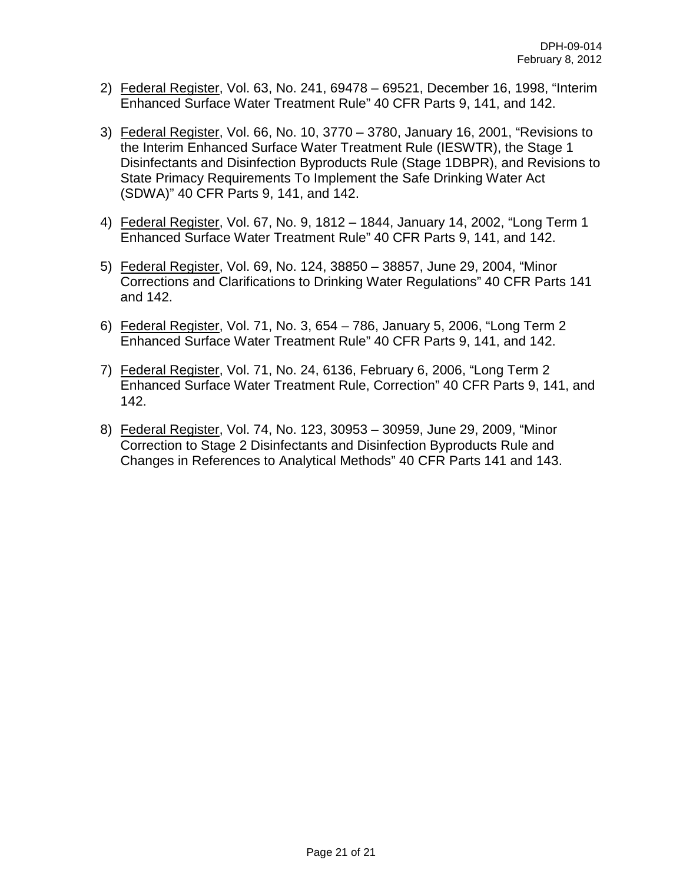2) Federal Register, Vol. 63, No. 241, 69478 – 69521, December 16, 1998, "Interim Enhanced Surface Water Treatment Rule" 40 CFR Parts 9, 141, and 142.

3) Federal Register, Vol. 66, No. 10, 3770 – 3780, January 16, 2001, "Revisions to the Interim Enhanced Surface Water Treatment Rule (IESWTR), the Stage 1 Disinfectants and Disinfection Byproducts Rule (Stage 1DBPR), and Revisions to State Primacy Requirements To Implement the Safe Drinking Water Act (SDWA)" 40 CFR Parts 9, 141, and 142.

4) Federal Register, Vol. 67, No. 9, 1812 – 1844, January 14, 2002, "Long Term 1 Enhanced Surface Water Treatment Rule" 40 CFR Parts 9, 141, and 142.

5) Federal Register, Vol. 69, No. 124, 38850 – 38857, June 29, 2004, "Minor Corrections and Clarifications to Drinking Water Regulations" 40 CFR Parts 141 and 142.

6) Federal Register, Vol. 71, No. 3, 654 – 786, January 5, 2006, "Long Term 2 Enhanced Surface Water Treatment Rule" 40 CFR Parts 9, 141, and 142.

7) Federal Register, Vol. 71, No. 24, 6136, February 6, 2006, "Long Term 2 Enhanced Surface Water Treatment Rule, Correction" 40 CFR Parts 9, 141, and 142.

8) Federal Register, Vol. 74, No. 123, 30953 – 30959, June 29, 2009, "Minor Correction to Stage 2 Disinfectants and Disinfection Byproducts Rule and Changes in References to Analytical Methods" 40 CFR Parts 141 and 143.